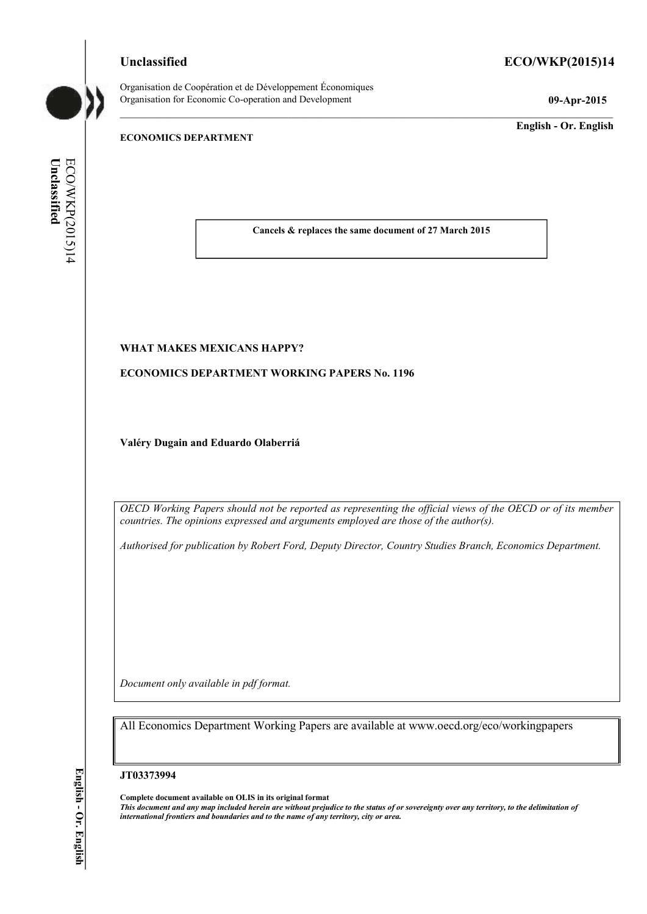Unclassified **ECO/WKP(2015)14**

Organisation de Coopération et de Développement Économiques
Organisation for Economic Co-operation and Development **09-Apr-2015**

**English - Or. English**

**ECONOMICS DEPARTMENT**

**Cancels & replaces the same document of 27 March 2015**

**WHAT MAKES MEXICANS HAPPY?**

**ECONOMICS DEPARTMENT WORKING PAPERS No. 1196**

**Valéry Dugain and Eduardo Olaberriá**

*OECD Working Papers should not be reported as representing the official views of the OECD or of its member countries. The opinions expressed and arguments employed are those of the author(s).*

*Authorised for publication by Robert Ford, Deputy Director, Country Studies Branch, Economics Department.*

*Document only available in pdf format.*

All Economics Department Working Papers are available at www.oecd.org/eco/workingpapers

**JT03373994**

**Complete document available on OLIS in its original format**
***This document and any map included herein are without prejudice to the status of or sovereignty over any territory, to the delimitation of international frontiers and boundaries and to the name of any territory, city or area.***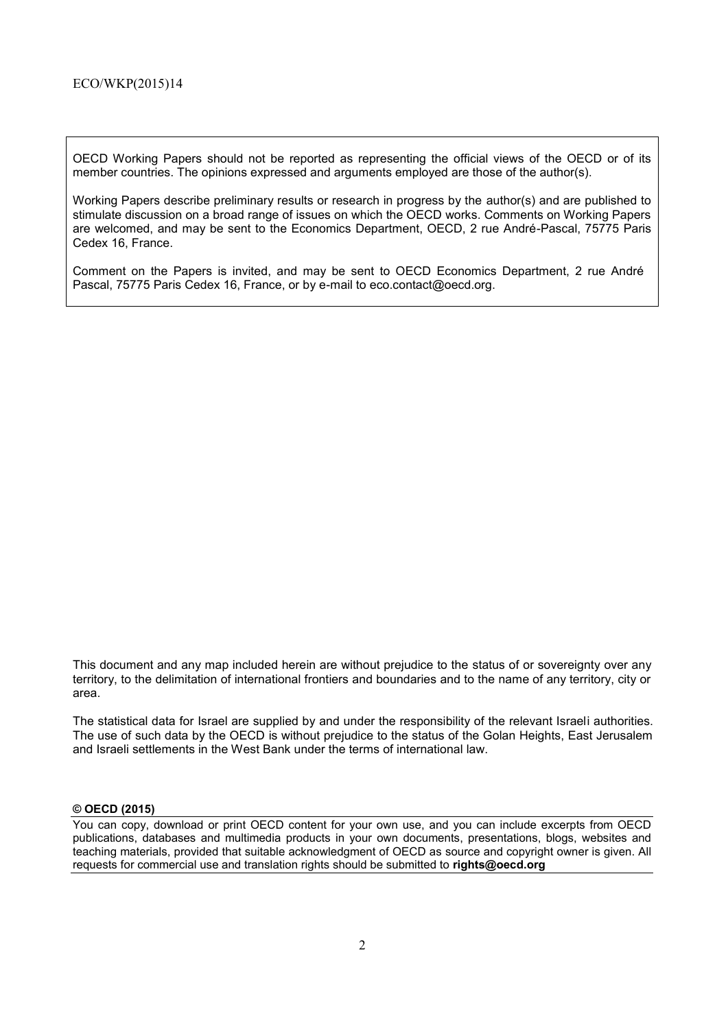OECD Working Papers should not be reported as representing the official views of the OECD or of its member countries. The opinions expressed and arguments employed are those of the author(s).

Working Papers describe preliminary results or research in progress by the author(s) and are published to stimulate discussion on a broad range of issues on which the OECD works. Comments on Working Papers are welcomed, and may be sent to the Economics Department, OECD, 2 rue André-Pascal, 75775 Paris Cedex 16, France.

Comment on the Papers is invited, and may be sent to OECD Economics Department, 2 rue André Pascal, 75775 Paris Cedex 16, France, or by e-mail to eco.contact@oecd.org.

This document and any map included herein are without prejudice to the status of or sovereignty over any territory, to the delimitation of international frontiers and boundaries and to the name of any territory, city or area.

The statistical data for Israel are supplied by and under the responsibility of the relevant Israeli authorities. The use of such data by the OECD is without prejudice to the status of the Golan Heights, East Jerusalem and Israeli settlements in the West Bank under the terms of international law.

**© OECD (2015)**

You can copy, download or print OECD content for your own use, and you can include excerpts from OECD publications, databases and multimedia products in your own documents, presentations, blogs, websites and teaching materials, provided that suitable acknowledgment of OECD as source and copyright owner is given. All requests for commercial use and translation rights should be submitted to **rights@oecd.org**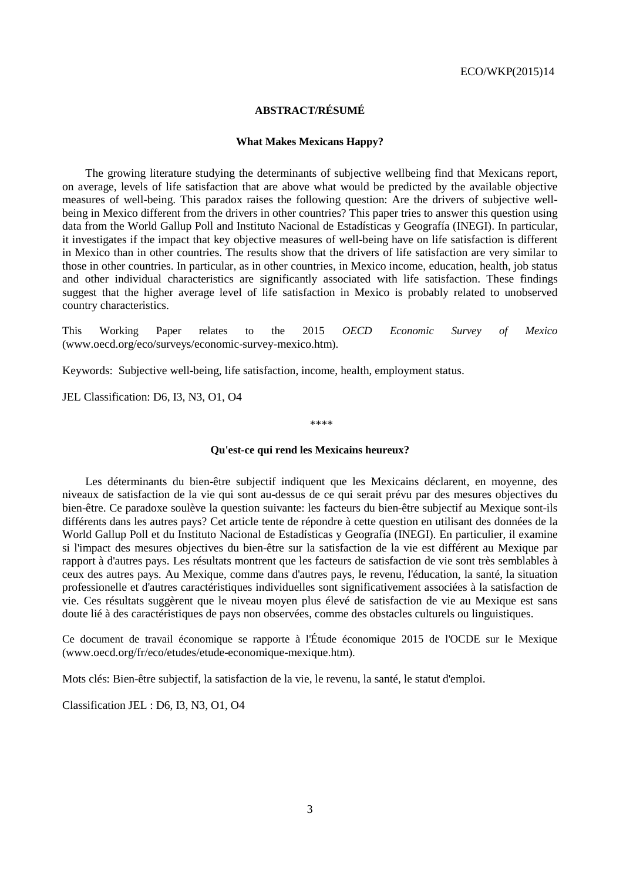## ABSTRACT/RÉSUMÉ

### What Makes Mexicans Happy?

The growing literature studying the determinants of subjective wellbeing find that Mexicans report, on average, levels of life satisfaction that are above what would be predicted by the available objective measures of well-being. This paradox raises the following question: Are the drivers of subjective well-being in Mexico different from the drivers in other countries? This paper tries to answer this question using data from the World Gallup Poll and Instituto Nacional de Estadísticas y Geografía (INEGI). In particular, it investigates if the impact that key objective measures of well-being have on life satisfaction is different in Mexico than in other countries. The results show that the drivers of life satisfaction are very similar to those in other countries. In particular, as in other countries, in Mexico income, education, health, job status and other individual characteristics are significantly associated with life satisfaction. These findings suggest that the higher average level of life satisfaction in Mexico is probably related to unobserved country characteristics.

This Working Paper relates to the 2015 *OECD Economic Survey of Mexico* (www.oecd.org/eco/surveys/economic-survey-mexico.htm).

Keywords: Subjective well-being, life satisfaction, income, health, employment status.

JEL Classification: D6, I3, N3, O1, O4

****

### Qu'est-ce qui rend les Mexicains heureux?

Les déterminants du bien-être subjectif indiquent que les Mexicains déclarent, en moyenne, des niveaux de satisfaction de la vie qui sont au-dessus de ce qui serait prévu par des mesures objectives du bien-être. Ce paradoxe soulève la question suivante: les facteurs du bien-être subjectif au Mexique sont-ils différents dans les autres pays? Cet article tente de répondre à cette question en utilisant des données de la World Gallup Poll et du Instituto Nacional de Estadísticas y Geografía (INEGI). En particulier, il examine si l'impact des mesures objectives du bien-être sur la satisfaction de la vie est différent au Mexique par rapport à d'autres pays. Les résultats montrent que les facteurs de satisfaction de vie sont très semblables à ceux des autres pays. Au Mexique, comme dans d'autres pays, le revenu, l'éducation, la santé, la situation professionelle et d'autres caractéristiques individuelles sont significativement associées à la satisfaction de vie. Ces résultats suggèrent que le niveau moyen plus élevé de satisfaction de vie au Mexique est sans doute lié à des caractéristiques de pays non observées, comme des obstacles culturels ou linguistiques.

Ce document de travail économique se rapporte à l'Étude économique 2015 de l'OCDE sur le Mexique (www.oecd.org/fr/eco/etudes/etude-economique-mexique.htm).

Mots clés: Bien-être subjectif, la satisfaction de la vie, le revenu, la santé, le statut d'emploi.

Classification JEL : D6, I3, N3, O1, O4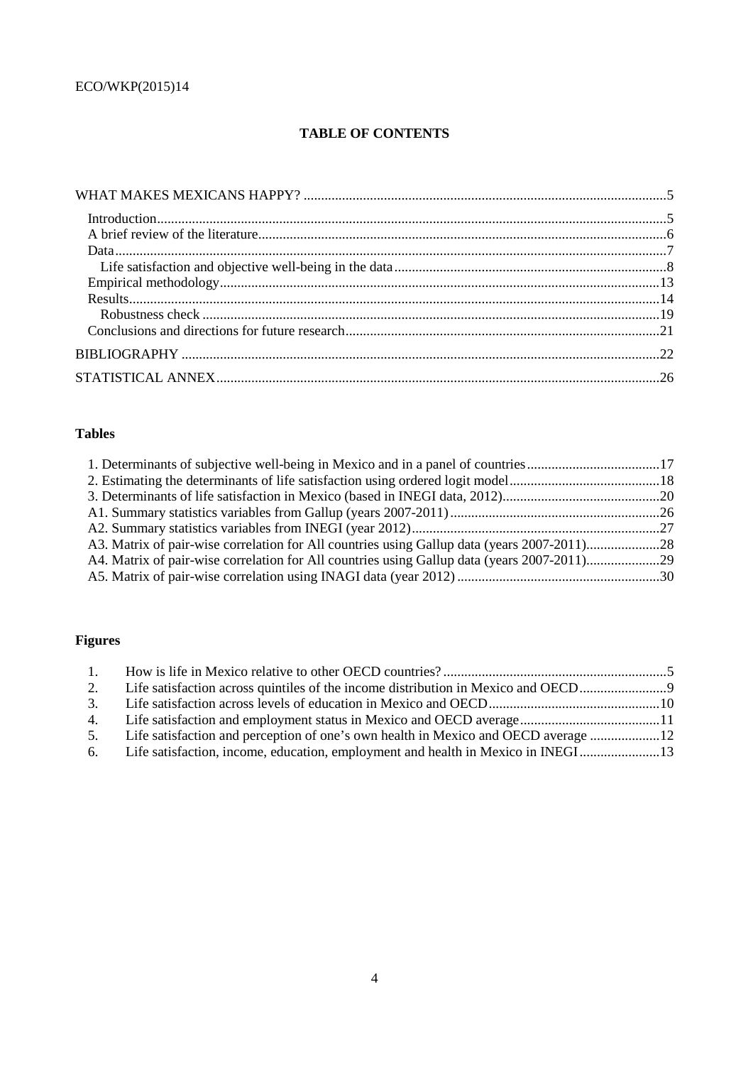**TABLE OF CONTENTS**

WHAT MAKES MEXICANS HAPPY? .......................................................................................................5

- Introduction........................................................................................................................................5
- A brief review of the literature.............................................................................................................6
- Data......................................................................................................................................................7
  - Life satisfaction and objective well-being in the data.......................................................................8
- Empirical methodology.......................................................................................................................13
- Results................................................................................................................................................14
  - Robustness check ...........................................................................................................................19
- Conclusions and directions for future research..................................................................................21

BIBLIOGRAPHY .......................................................................................................................................22

STATISTICAL ANNEX..............................................................................................................................26

**Tables**

1. Determinants of subjective well-being in Mexico and in a panel of countries......................................17
2. Estimating the determinants of life satisfaction using ordered logit model..........................................18
3. Determinants of life satisfaction in Mexico (based in INEGI data, 2012).............................................20

A1. Summary statistics variables from Gallup (years 2007-2011)............................................................26
A2. Summary statistics variables from INEGI (year 2012).......................................................................27
A3. Matrix of pair-wise correlation for All countries using Gallup data (years 2007-2011).....................28
A4. Matrix of pair-wise correlation for All countries using Gallup data (years 2007-2011).....................29
A5. Matrix of pair-wise correlation using INAGI data (year 2012)..........................................................30

**Figures**

1. How is life in Mexico relative to other OECD countries?...............................................................5
2. Life satisfaction across quintiles of the income distribution in Mexico and OECD.........................9
3. Life satisfaction across levels of education in Mexico and OECD.................................................10
4. Life satisfaction and employment status in Mexico and OECD average........................................11
5. Life satisfaction and perception of one's own health in Mexico and OECD average ....................12
6. Life satisfaction, income, education, employment and health in Mexico in INEGI.......................13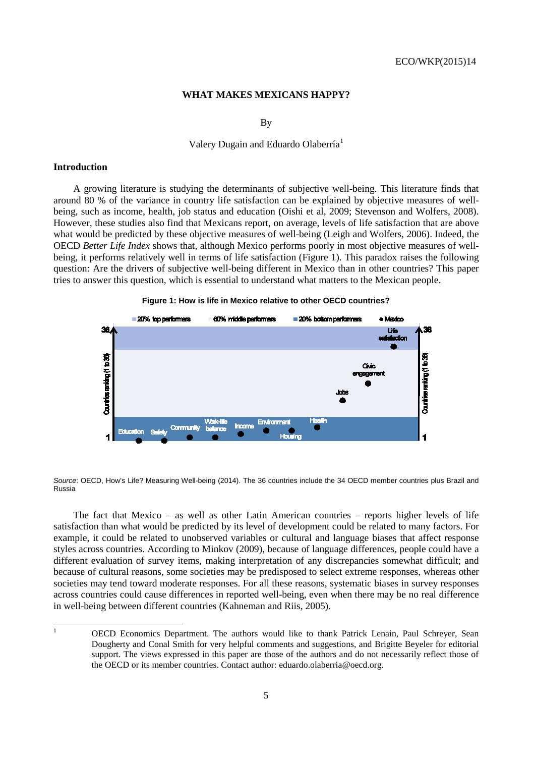# WHAT MAKES MEXICANS HAPPY?

By

Valery Dugain and Eduardo Olaberría[1]

## Introduction

A growing literature is studying the determinants of subjective well-being. This literature finds that around 80 % of the variance in country life satisfaction can be explained by objective measures of well-being, such as income, health, job status and education (Oishi et al, 2009; Stevenson and Wolfers, 2008). However, these studies also find that Mexicans report, on average, levels of life satisfaction that are above what would be predicted by these objective measures of well-being (Leigh and Wolfers, 2006). Indeed, the OECD *Better Life Index* shows that, although Mexico performs poorly in most objective measures of well-being, it performs relatively well in terms of life satisfaction (Figure 1). This paradox raises the following question: Are the drivers of subjective well-being different in Mexico than in other countries? This paper tries to answer this question, which is essential to understand what matters to the Mexican people.

**Figure 1: How is life in Mexico relative to other OECD countries?**

20% top performers
60% middle performers
20% bottom performers
Mexico

36
1
Countries ranking (1 to 36)

Education
Safety
Community
Work-life balance
Income
Environment
Housing
Health
Jobs
Civic engagement
Life satisfaction

*Source*: OECD, How's Life? Measuring Well-being (2014). The 36 countries include the 34 OECD member countries plus Brazil and Russia

The fact that Mexico – as well as other Latin American countries – reports higher levels of life satisfaction than what would be predicted by its level of development could be related to many factors. For example, it could be related to unobserved variables or cultural and language biases that affect response styles across countries. According to Minkov (2009), because of language differences, people could have a different evaluation of survey items, making interpretation of any discrepancies somewhat difficult; and because of cultural reasons, some societies may be predisposed to select extreme responses, whereas other societies may tend toward moderate responses. For all these reasons, systematic biases in survey responses across countries could cause differences in reported well-being, even when there may be no real difference in well-being between different countries (Kahneman and Riis, 2005).

---

[1] OECD Economics Department. The authors would like to thank Patrick Lenain, Paul Schreyer, Sean Dougherty and Conal Smith for very helpful comments and suggestions, and Brigitte Beyeler for editorial support. The views expressed in this paper are those of the authors and do not necessarily reflect those of the OECD or its member countries. Contact author: eduardo.olaberria@oecd.org.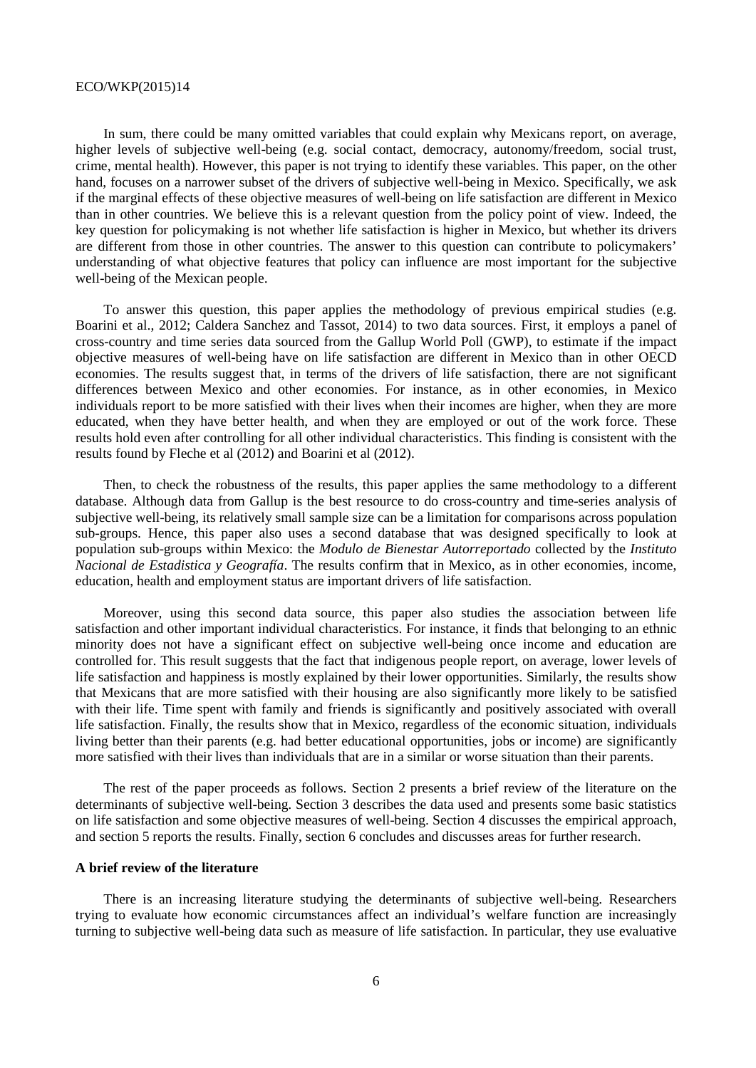In sum, there could be many omitted variables that could explain why Mexicans report, on average, higher levels of subjective well-being (e.g. social contact, democracy, autonomy/freedom, social trust, crime, mental health). However, this paper is not trying to identify these variables. This paper, on the other hand, focuses on a narrower subset of the drivers of subjective well-being in Mexico. Specifically, we ask if the marginal effects of these objective measures of well-being on life satisfaction are different in Mexico than in other countries. We believe this is a relevant question from the policy point of view. Indeed, the key question for policymaking is not whether life satisfaction is higher in Mexico, but whether its drivers are different from those in other countries. The answer to this question can contribute to policymakers' understanding of what objective features that policy can influence are most important for the subjective well-being of the Mexican people.

To answer this question, this paper applies the methodology of previous empirical studies (e.g. Boarini et al., 2012; Caldera Sanchez and Tassot, 2014) to two data sources. First, it employs a panel of cross-country and time series data sourced from the Gallup World Poll (GWP), to estimate if the impact objective measures of well-being have on life satisfaction are different in Mexico than in other OECD economies. The results suggest that, in terms of the drivers of life satisfaction, there are not significant differences between Mexico and other economies. For instance, as in other economies, in Mexico individuals report to be more satisfied with their lives when their incomes are higher, when they are more educated, when they have better health, and when they are employed or out of the work force. These results hold even after controlling for all other individual characteristics. This finding is consistent with the results found by Fleche et al (2012) and Boarini et al (2012).

Then, to check the robustness of the results, this paper applies the same methodology to a different database. Although data from Gallup is the best resource to do cross-country and time-series analysis of subjective well-being, its relatively small sample size can be a limitation for comparisons across population sub-groups. Hence, this paper also uses a second database that was designed specifically to look at population sub-groups within Mexico: the *Modulo de Bienestar Autorreportado* collected by the *Instituto Nacional de Estadistica y Geografía*. The results confirm that in Mexico, as in other economies, income, education, health and employment status are important drivers of life satisfaction.

Moreover, using this second data source, this paper also studies the association between life satisfaction and other important individual characteristics. For instance, it finds that belonging to an ethnic minority does not have a significant effect on subjective well-being once income and education are controlled for. This result suggests that the fact that indigenous people report, on average, lower levels of life satisfaction and happiness is mostly explained by their lower opportunities. Similarly, the results show that Mexicans that are more satisfied with their housing are also significantly more likely to be satisfied with their life. Time spent with family and friends is significantly and positively associated with overall life satisfaction. Finally, the results show that in Mexico, regardless of the economic situation, individuals living better than their parents (e.g. had better educational opportunities, jobs or income) are significantly more satisfied with their lives than individuals that are in a similar or worse situation than their parents.

The rest of the paper proceeds as follows. Section 2 presents a brief review of the literature on the determinants of subjective well-being. Section 3 describes the data used and presents some basic statistics on life satisfaction and some objective measures of well-being. Section 4 discusses the empirical approach, and section 5 reports the results. Finally, section 6 concludes and discusses areas for further research.

## A brief review of the literature

There is an increasing literature studying the determinants of subjective well-being. Researchers trying to evaluate how economic circumstances affect an individual's welfare function are increasingly turning to subjective well-being data such as measure of life satisfaction. In particular, they use evaluative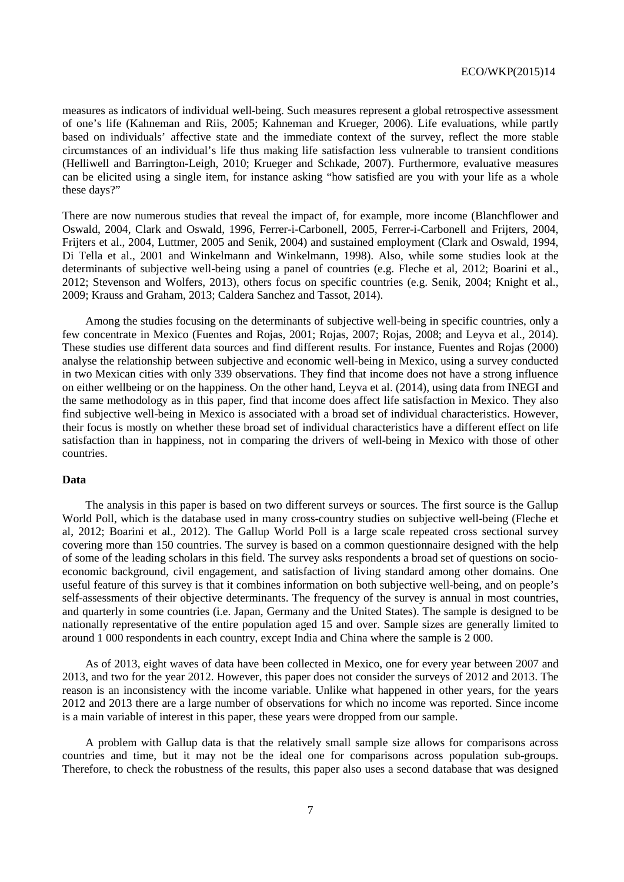measures as indicators of individual well-being. Such measures represent a global retrospective assessment of one's life (Kahneman and Riis, 2005; Kahneman and Krueger, 2006). Life evaluations, while partly based on individuals' affective state and the immediate context of the survey, reflect the more stable circumstances of an individual's life thus making life satisfaction less vulnerable to transient conditions (Helliwell and Barrington-Leigh, 2010; Krueger and Schkade, 2007). Furthermore, evaluative measures can be elicited using a single item, for instance asking "how satisfied are you with your life as a whole these days?"

There are now numerous studies that reveal the impact of, for example, more income (Blanchflower and Oswald, 2004, Clark and Oswald, 1996, Ferrer-i-Carbonell, 2005, Ferrer-i-Carbonell and Frijters, 2004, Frijters et al., 2004, Luttmer, 2005 and Senik, 2004) and sustained employment (Clark and Oswald, 1994, Di Tella et al., 2001 and Winkelmann and Winkelmann, 1998). Also, while some studies look at the determinants of subjective well-being using a panel of countries (e.g. Fleche et al, 2012; Boarini et al., 2012; Stevenson and Wolfers, 2013), others focus on specific countries (e.g. Senik, 2004; Knight et al., 2009; Krauss and Graham, 2013; Caldera Sanchez and Tassot, 2014).

Among the studies focusing on the determinants of subjective well-being in specific countries, only a few concentrate in Mexico (Fuentes and Rojas, 2001; Rojas, 2007; Rojas, 2008; and Leyva et al., 2014). These studies use different data sources and find different results. For instance, Fuentes and Rojas (2000) analyse the relationship between subjective and economic well-being in Mexico, using a survey conducted in two Mexican cities with only 339 observations. They find that income does not have a strong influence on either wellbeing or on the happiness. On the other hand, Leyva et al. (2014), using data from INEGI and the same methodology as in this paper, find that income does affect life satisfaction in Mexico. They also find subjective well-being in Mexico is associated with a broad set of individual characteristics. However, their focus is mostly on whether these broad set of individual characteristics have a different effect on life satisfaction than in happiness, not in comparing the drivers of well-being in Mexico with those of other countries.

**Data**

The analysis in this paper is based on two different surveys or sources. The first source is the Gallup World Poll, which is the database used in many cross-country studies on subjective well-being (Fleche et al, 2012; Boarini et al., 2012). The Gallup World Poll is a large scale repeated cross sectional survey covering more than 150 countries. The survey is based on a common questionnaire designed with the help of some of the leading scholars in this field. The survey asks respondents a broad set of questions on socio-economic background, civil engagement, and satisfaction of living standard among other domains. One useful feature of this survey is that it combines information on both subjective well-being, and on people's self-assessments of their objective determinants. The frequency of the survey is annual in most countries, and quarterly in some countries (i.e. Japan, Germany and the United States). The sample is designed to be nationally representative of the entire population aged 15 and over. Sample sizes are generally limited to around 1 000 respondents in each country, except India and China where the sample is 2 000.

As of 2013, eight waves of data have been collected in Mexico, one for every year between 2007 and 2013, and two for the year 2012. However, this paper does not consider the surveys of 2012 and 2013. The reason is an inconsistency with the income variable. Unlike what happened in other years, for the years 2012 and 2013 there are a large number of observations for which no income was reported. Since income is a main variable of interest in this paper, these years were dropped from our sample.

A problem with Gallup data is that the relatively small sample size allows for comparisons across countries and time, but it may not be the ideal one for comparisons across population sub-groups. Therefore, to check the robustness of the results, this paper also uses a second database that was designed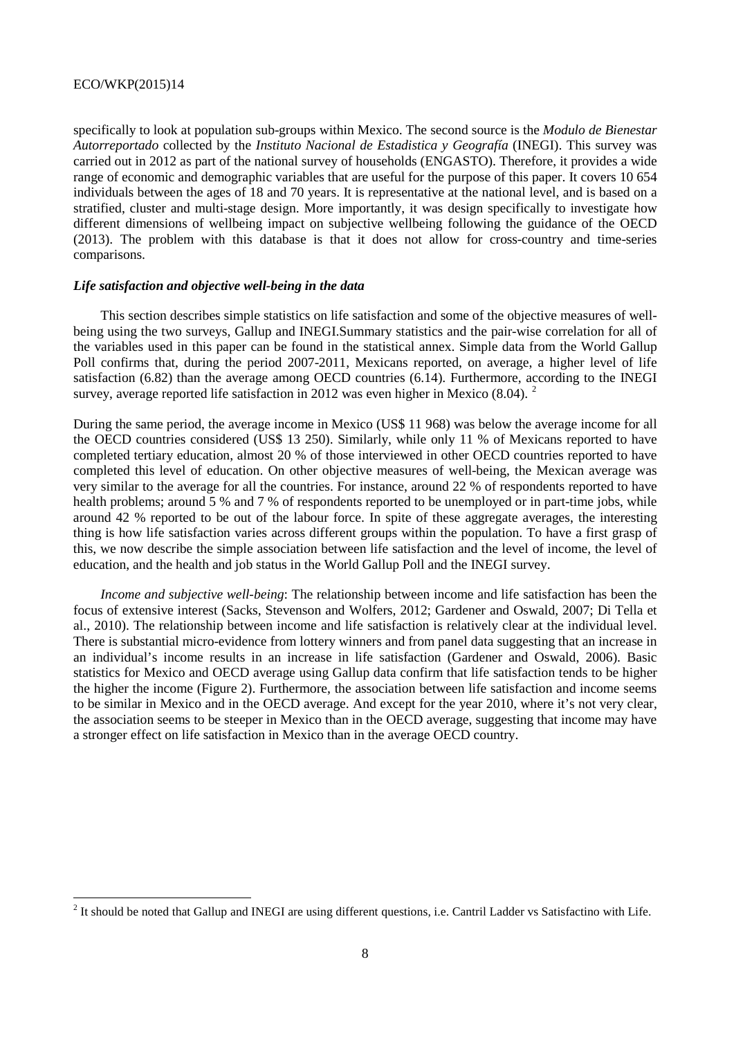specifically to look at population sub-groups within Mexico. The second source is the *Modulo de Bienestar Autorreportado* collected by the *Instituto Nacional de Estadistica y Geografía* (INEGI). This survey was carried out in 2012 as part of the national survey of households (ENGASTO). Therefore, it provides a wide range of economic and demographic variables that are useful for the purpose of this paper. It covers 10 654 individuals between the ages of 18 and 70 years. It is representative at the national level, and is based on a stratified, cluster and multi-stage design. More importantly, it was design specifically to investigate how different dimensions of wellbeing impact on subjective wellbeing following the guidance of the OECD (2013). The problem with this database is that it does not allow for cross-country and time-series comparisons.

***Life satisfaction and objective well-being in the data***

This section describes simple statistics on life satisfaction and some of the objective measures of well-being using the two surveys, Gallup and INEGI.Summary statistics and the pair-wise correlation for all of the variables used in this paper can be found in the statistical annex. Simple data from the World Gallup Poll confirms that, during the period 2007-2011, Mexicans reported, on average, a higher level of life satisfaction (6.82) than the average among OECD countries (6.14). Furthermore, according to the INEGI survey, average reported life satisfaction in 2012 was even higher in Mexico (8.04). [2]

During the same period, the average income in Mexico (US$ 11 968) was below the average income for all the OECD countries considered (US$ 13 250). Similarly, while only 11 % of Mexicans reported to have completed tertiary education, almost 20 % of those interviewed in other OECD countries reported to have completed this level of education. On other objective measures of well-being, the Mexican average was very similar to the average for all the countries. For instance, around 22 % of respondents reported to have health problems; around 5 % and 7 % of respondents reported to be unemployed or in part-time jobs, while around 42 % reported to be out of the labour force. In spite of these aggregate averages, the interesting thing is how life satisfaction varies across different groups within the population. To have a first grasp of this, we now describe the simple association between life satisfaction and the level of income, the level of education, and the health and job status in the World Gallup Poll and the INEGI survey.

*Income and subjective well-being*: The relationship between income and life satisfaction has been the focus of extensive interest (Sacks, Stevenson and Wolfers, 2012; Gardener and Oswald, 2007; Di Tella et al., 2010). The relationship between income and life satisfaction is relatively clear at the individual level. There is substantial micro-evidence from lottery winners and from panel data suggesting that an increase in an individual's income results in an increase in life satisfaction (Gardener and Oswald, 2006). Basic statistics for Mexico and OECD average using Gallup data confirm that life satisfaction tends to be higher the higher the income (Figure 2). Furthermore, the association between life satisfaction and income seems to be similar in Mexico and in the OECD average. And except for the year 2010, where it's not very clear, the association seems to be steeper in Mexico than in the OECD average, suggesting that income may have a stronger effect on life satisfaction in Mexico than in the average OECD country.

---

[2] It should be noted that Gallup and INEGI are using different questions, i.e. Cantril Ladder vs Satisfactino with Life.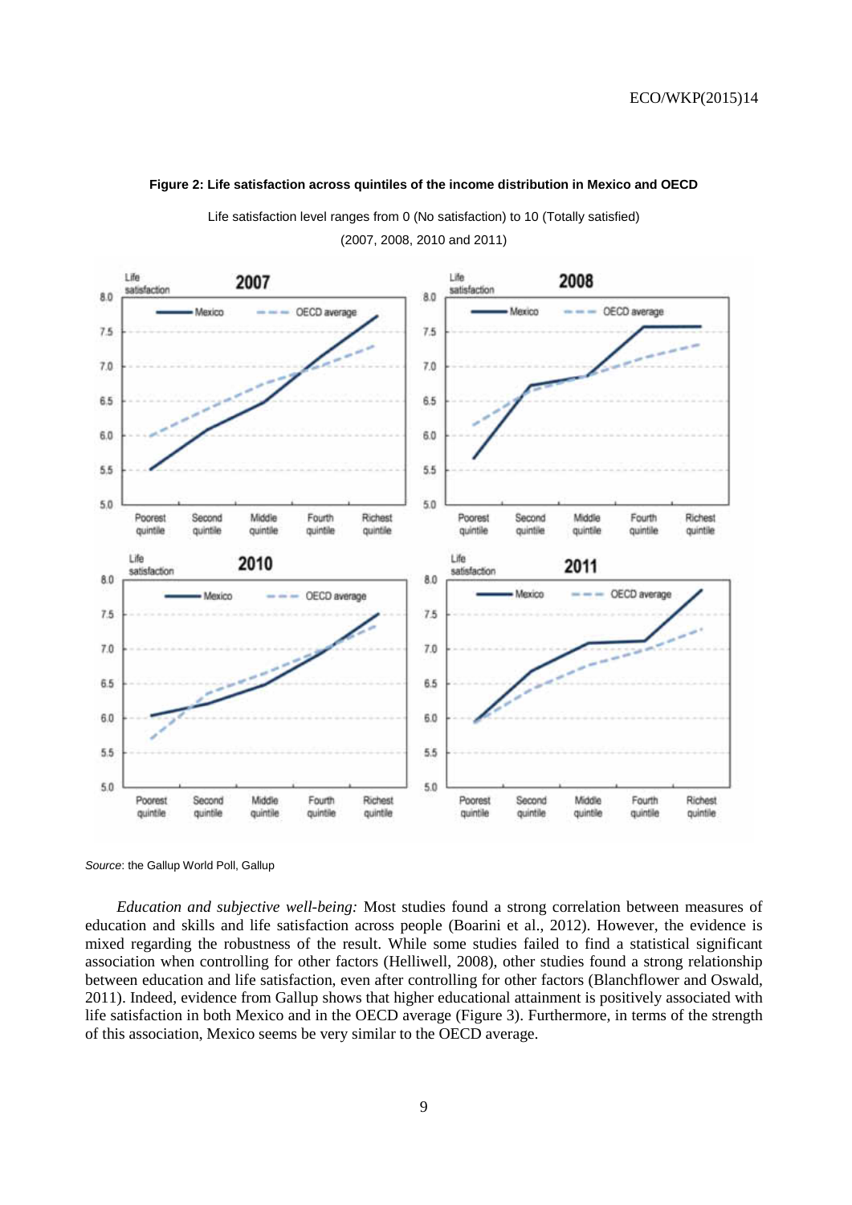**Figure 2: Life satisfaction across quintiles of the income distribution in Mexico and OECD**

Life satisfaction level ranges from 0 (No satisfaction) to 10 (Totally satisfied)

(2007, 2008, 2010 and 2011)

2007

Life satisfaction

8.0
7.5
7.0
6.5
6.0
5.5
5.0

Mexico
OECD average

Poorest quintile
Second quintile
Middle quintile
Fourth quintile
Richest quintile

2008

Life satisfaction

8.0
7.5
7.0
6.5
6.0
5.5
5.0

Mexico
OECD average

Poorest quintile
Second quintile
Middle quintile
Fourth quintile
Richest quintile

2010

Life satisfaction

8.0
7.5
7.0
6.5
6.0
5.5
5.0

Mexico
OECD average

Poorest quintile
Second quintile
Middle quintile
Fourth quintile
Richest quintile

2011

Life satisfaction

8.0
7.5
7.0
6.5
6.0
5.5
5.0

Mexico
OECD average

Poorest quintile
Second quintile
Middle quintile
Fourth quintile
Richest quintile

*Source*: the Gallup World Poll, Gallup

*Education and subjective well-being:* Most studies found a strong correlation between measures of education and skills and life satisfaction across people (Boarini et al., 2012). However, the evidence is mixed regarding the robustness of the result. While some studies failed to find a statistical significant association when controlling for other factors (Helliwell, 2008), other studies found a strong relationship between education and life satisfaction, even after controlling for other factors (Blanchflower and Oswald, 2011). Indeed, evidence from Gallup shows that higher educational attainment is positively associated with life satisfaction in both Mexico and in the OECD average (Figure 3). Furthermore, in terms of the strength of this association, Mexico seems be very similar to the OECD average.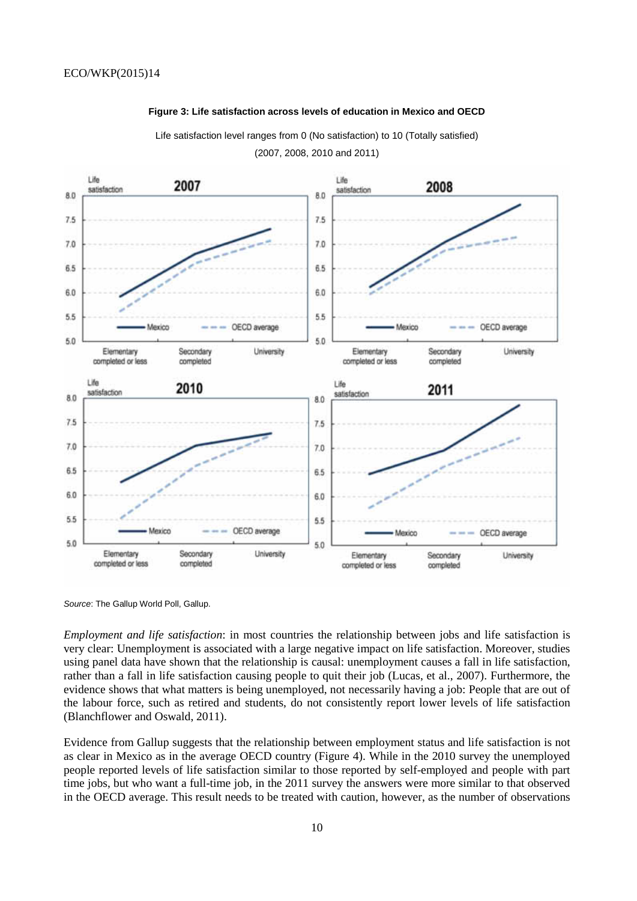**Figure 3: Life satisfaction across levels of education in Mexico and OECD**

Life satisfaction level ranges from 0 (No satisfaction) to 10 (Totally satisfied)

(2007, 2008, 2010 and 2011)

2007

Life satisfaction

8.0
7.5
7.0
6.5
6.0
5.5
5.0

Mexico
OECD average

Elementary completed or less
Secondary completed
University

2008

Life satisfaction

8.0
7.5
7.0
6.5
6.0
5.5
5.0

Mexico
OECD average

Elementary completed or less
Secondary completed
University

2010

Life satisfaction

8.0
7.5
7.0
6.5
6.0
5.5
5.0

Mexico
OECD average

Elementary completed or less
Secondary completed
University

2011

Life satisfaction

8.0
7.5
7.0
6.5
6.0
5.5
5.0

Mexico
OECD average

Elementary completed or less
Secondary completed
University

*Source*: The Gallup World Poll, Gallup.

*Employment and life satisfaction*: in most countries the relationship between jobs and life satisfaction is very clear: Unemployment is associated with a large negative impact on life satisfaction. Moreover, studies using panel data have shown that the relationship is causal: unemployment causes a fall in life satisfaction, rather than a fall in life satisfaction causing people to quit their job (Lucas, et al., 2007). Furthermore, the evidence shows that what matters is being unemployed, not necessarily having a job: People that are out of the labour force, such as retired and students, do not consistently report lower levels of life satisfaction (Blanchflower and Oswald, 2011).

Evidence from Gallup suggests that the relationship between employment status and life satisfaction is not as clear in Mexico as in the average OECD country (Figure 4). While in the 2010 survey the unemployed people reported levels of life satisfaction similar to those reported by self-employed and people with part time jobs, but who want a full-time job, in the 2011 survey the answers were more similar to that observed in the OECD average. This result needs to be treated with caution, however, as the number of observations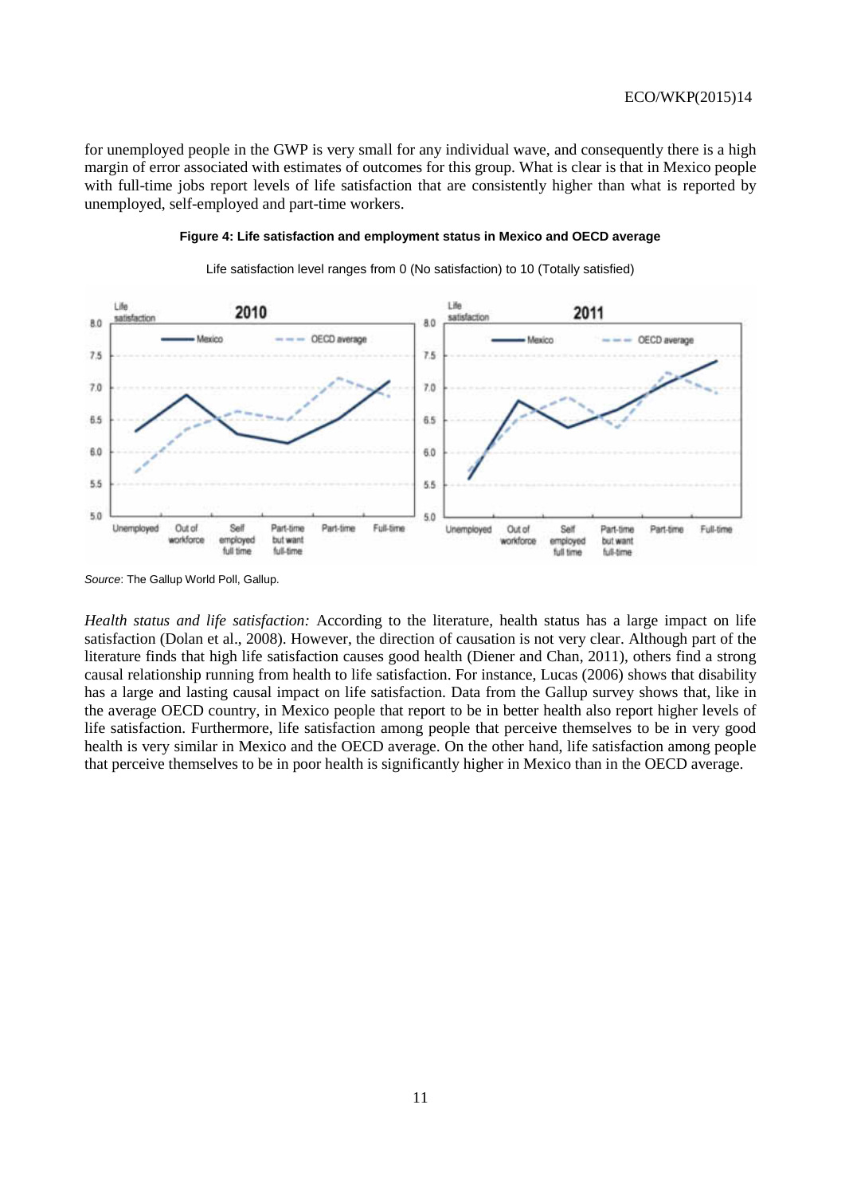for unemployed people in the GWP is very small for any individual wave, and consequently there is a high margin of error associated with estimates of outcomes for this group. What is clear is that in Mexico people with full-time jobs report levels of life satisfaction that are consistently higher than what is reported by unemployed, self-employed and part-time workers.

**Figure 4: Life satisfaction and employment status in Mexico and OECD average**

Life satisfaction level ranges from 0 (No satisfaction) to 10 (Totally satisfied)

2010

Life satisfaction

8.0
7.5
7.0
6.5
6.0
5.5
5.0

Mexico
OECD average

Unemployed
Out of workforce
Self employed full time
Part-time but want full-time
Part-time
Full-time

2011

Life satisfaction

8.0
7.5
7.0
6.5
6.0
5.5
5.0

Mexico
OECD average

Unemployed
Out of workforce
Self employed full time
Part-time but want full-time
Part-time
Full-time

*Source*: The Gallup World Poll, Gallup.

*Health status and life satisfaction:* According to the literature, health status has a large impact on life satisfaction (Dolan et al., 2008). However, the direction of causation is not very clear. Although part of the literature finds that high life satisfaction causes good health (Diener and Chan, 2011), others find a strong causal relationship running from health to life satisfaction. For instance, Lucas (2006) shows that disability has a large and lasting causal impact on life satisfaction. Data from the Gallup survey shows that, like in the average OECD country, in Mexico people that report to be in better health also report higher levels of life satisfaction. Furthermore, life satisfaction among people that perceive themselves to be in very good health is very similar in Mexico and the OECD average. On the other hand, life satisfaction among people that perceive themselves to be in poor health is significantly higher in Mexico than in the OECD average.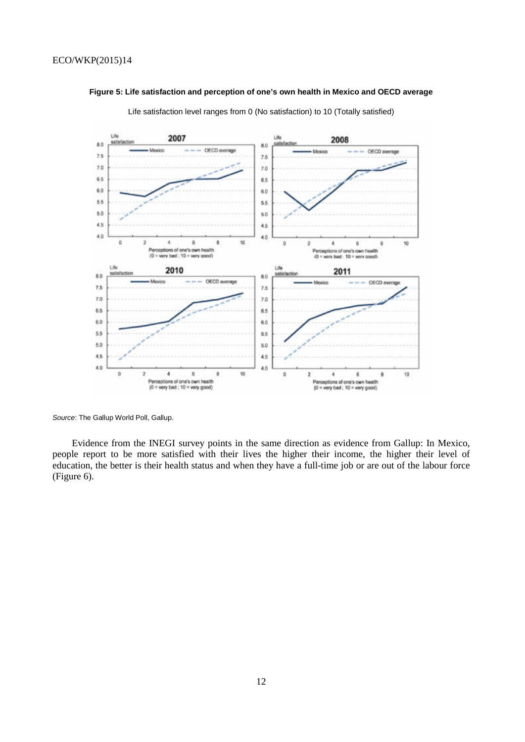**Figure 5: Life satisfaction and perception of one's own health in Mexico and OECD average**

Life satisfaction level ranges from 0 (No satisfaction) to 10 (Totally satisfied)

2007
Life satisfaction
Mexico
OECD average
8.0
7.5
7.0
6.5
6.0
5.5
5.0
4.5
4.0
0 2 4 6 8 10
Perceptions of one's own health (0 = very bad ; 10 = very good)

2008
Life satisfaction
Mexico
OECD average
8.0
7.5
7.0
6.5
6.0
5.5
5.0
4.5
4.0
0 2 4 6 8 10
Perceptions of one's own health (0 = very bad ; 10 = very good)

2010
Life satisfaction
Mexico
OECD average
8.0
7.5
7.0
6.5
6.0
5.5
5.0
4.5
4.0
0 2 4 6 8 10
Perceptions of one's own health (0 = very bad ; 10 = very good)

2011
Life satisfaction
Mexico
OECD average
8.0
7.5
7.0
6.5
6.0
5.5
5.0
4.5
4.0
0 2 4 6 8 10
Perceptions of one's own health (0 = very bad ; 10 = very good)

*Source*: The Gallup World Poll, Gallup.

Evidence from the INEGI survey points in the same direction as evidence from Gallup: In Mexico, people report to be more satisfied with their lives the higher their income, the higher their level of education, the better is their health status and when they have a full-time job or are out of the labour force (Figure 6).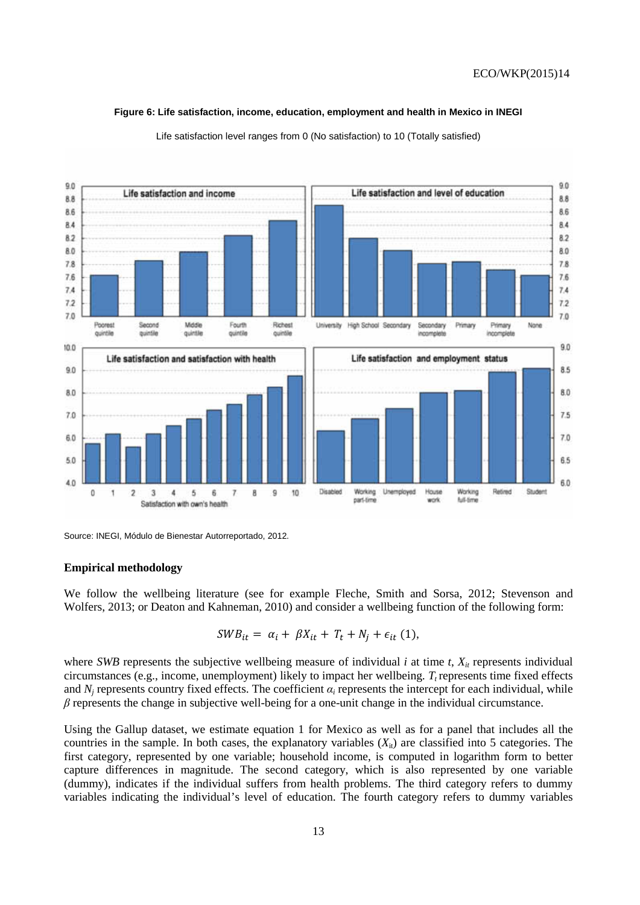**Figure 6: Life satisfaction, income, education, employment and health in Mexico in INEGI**

Life satisfaction level ranges from 0 (No satisfaction) to 10 (Totally satisfied)

Life satisfaction and income

9.0
8.8
8.6
8.4
8.2
8.0
7.8
7.6
7.4
7.2
7.0

Poorest quintile
Second quintile
Middle quintile
Fourth quintile
Richest quintile

Life satisfaction and level of education

University
High School
Secondary
Secondary incomplete
Primary
Primary incomplete
None

Life satisfaction and satisfaction with health

10.0
9.0
8.0
7.0
6.0
5.0
4.0

0 1 2 3 4 5 6 7 8 9 10

Satisfaction with own's health

Life satisfaction and employment status

9.0
8.5
8.0
7.5
7.0
6.5
6.0

Disabled
Working part-time
Unemployed
House work
Working full-time
Retired
Student

Source: INEGI, Módulo de Bienestar Autorreportado, 2012.

**Empirical methodology**

We follow the wellbeing literature (see for example Fleche, Smith and Sorsa, 2012; Stevenson and Wolfers, 2013; or Deaton and Kahneman, 2010) and consider a wellbeing function of the following form:

$$SWB_{it} = \alpha_i + \beta X_{it} + T_t + N_j + \epsilon_{it} \ (1),$$

where *SWB* represents the subjective wellbeing measure of individual $i$ at time $t$, $X_{it}$ represents individual circumstances (e.g., income, unemployment) likely to impact her wellbeing. $T_t$ represents time fixed effects and $N_j$ represents country fixed effects. The coefficient $\alpha_i$ represents the intercept for each individual, while $\beta$ represents the change in subjective well-being for a one-unit change in the individual circumstance.

Using the Gallup dataset, we estimate equation 1 for Mexico as well as for a panel that includes all the countries in the sample. In both cases, the explanatory variables ($X_{it}$) are classified into 5 categories. The first category, represented by one variable; household income, is computed in logarithm form to better capture differences in magnitude. The second category, which is also represented by one variable (dummy), indicates if the individual suffers from health problems. The third category refers to dummy variables indicating the individual's level of education. The fourth category refers to dummy variables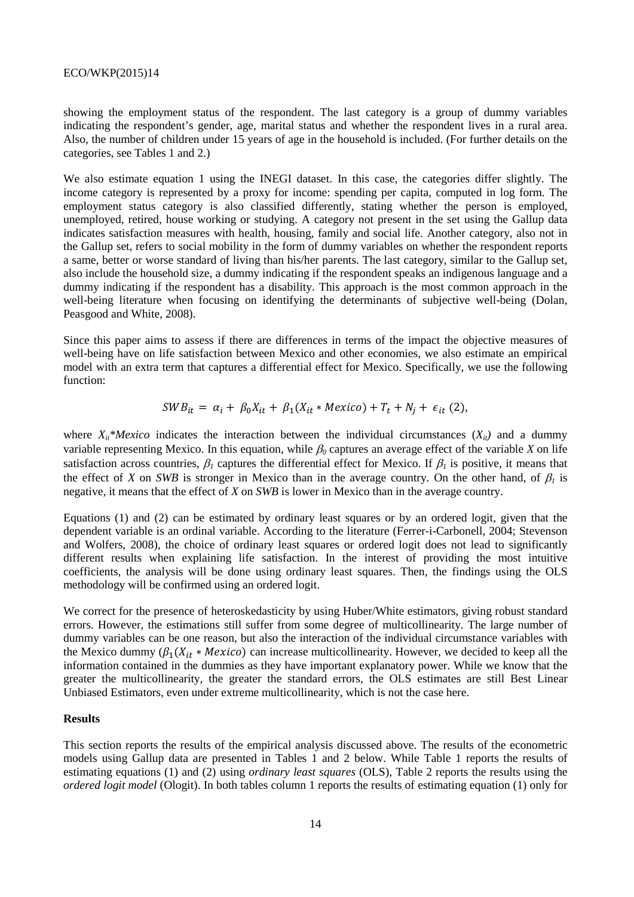showing the employment status of the respondent. The last category is a group of dummy variables indicating the respondent's gender, age, marital status and whether the respondent lives in a rural area. Also, the number of children under 15 years of age in the household is included. (For further details on the categories, see Tables 1 and 2.)

We also estimate equation 1 using the INEGI dataset. In this case, the categories differ slightly. The income category is represented by a proxy for income: spending per capita, computed in log form. The employment status category is also classified differently, stating whether the person is employed, unemployed, retired, house working or studying. A category not present in the set using the Gallup data indicates satisfaction measures with health, housing, family and social life. Another category, also not in the Gallup set, refers to social mobility in the form of dummy variables on whether the respondent reports a same, better or worse standard of living than his/her parents. The last category, similar to the Gallup set, also include the household size, a dummy indicating if the respondent speaks an indigenous language and a dummy indicating if the respondent has a disability. This approach is the most common approach in the well-being literature when focusing on identifying the determinants of subjective well-being (Dolan, Peasgood and White, 2008).

Since this paper aims to assess if there are differences in terms of the impact the objective measures of well-being have on life satisfaction between Mexico and other economies, we also estimate an empirical model with an extra term that captures a differential effect for Mexico. Specifically, we use the following function:

$$SWB_{it} = \alpha_i + \beta_0 X_{it} + \beta_1 (X_{it} * Mexico) + T_t + N_j + \epsilon_{it} \ (2),$$

where $X_{it}*Mexico$ indicates the interaction between the individual circumstances ($X_{it}$) and a dummy variable representing Mexico. In this equation, while $\beta_0$ captures an average effect of the variable $X$ on life satisfaction across countries, $\beta_1$ captures the differential effect for Mexico. If $\beta_1$ is positive, it means that the effect of $X$ on $SWB$ is stronger in Mexico than in the average country. On the other hand, of $\beta_1$ is negative, it means that the effect of $X$ on $SWB$ is lower in Mexico than in the average country.

Equations (1) and (2) can be estimated by ordinary least squares or by an ordered logit, given that the dependent variable is an ordinal variable. According to the literature (Ferrer-i-Carbonell, 2004; Stevenson and Wolfers, 2008), the choice of ordinary least squares or ordered logit does not lead to significantly different results when explaining life satisfaction. In the interest of providing the most intuitive coefficients, the analysis will be done using ordinary least squares. Then, the findings using the OLS methodology will be confirmed using an ordered logit.

We correct for the presence of heteroskedasticity by using Huber/White estimators, giving robust standard errors. However, the estimations still suffer from some degree of multicollinearity. The large number of dummy variables can be one reason, but also the interaction of the individual circumstance variables with the Mexico dummy ($\beta_1(X_{it} * Mexico)$) can increase multicollinearity. However, we decided to keep all the information contained in the dummies as they have important explanatory power. While we know that the greater the multicollinearity, the greater the standard errors, the OLS estimates are still Best Linear Unbiased Estimators, even under extreme multicollinearity, which is not the case here.

**Results**

This section reports the results of the empirical analysis discussed above. The results of the econometric models using Gallup data are presented in Tables 1 and 2 below. While Table 1 reports the results of estimating equations (1) and (2) using *ordinary least squares* (OLS), Table 2 reports the results using the *ordered logit model* (Ologit). In both tables column 1 reports the results of estimating equation (1) only for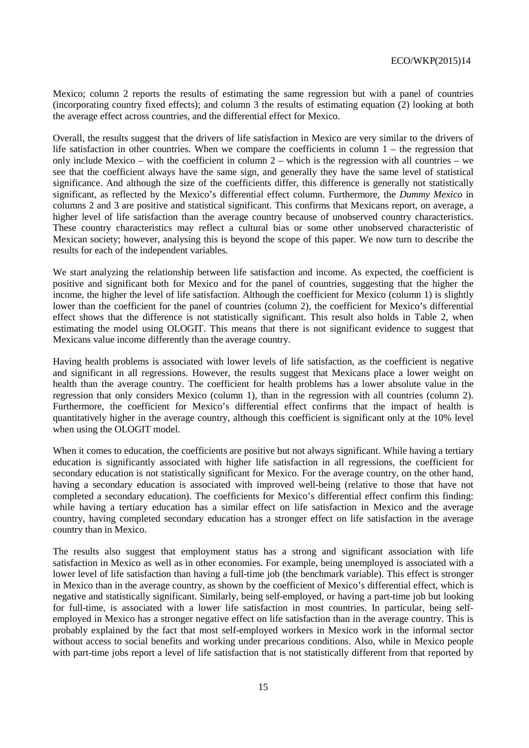Mexico; column 2 reports the results of estimating the same regression but with a panel of countries (incorporating country fixed effects); and column 3 the results of estimating equation (2) looking at both the average effect across countries, and the differential effect for Mexico.

Overall, the results suggest that the drivers of life satisfaction in Mexico are very similar to the drivers of life satisfaction in other countries. When we compare the coefficients in column 1 – the regression that only include Mexico – with the coefficient in column 2 – which is the regression with all countries – we see that the coefficient always have the same sign, and generally they have the same level of statistical significance. And although the size of the coefficients differ, this difference is generally not statistically significant, as reflected by the Mexico's differential effect column. Furthermore, the *Dummy Mexico* in columns 2 and 3 are positive and statistical significant. This confirms that Mexicans report, on average, a higher level of life satisfaction than the average country because of unobserved country characteristics. These country characteristics may reflect a cultural bias or some other unobserved characteristic of Mexican society; however, analysing this is beyond the scope of this paper. We now turn to describe the results for each of the independent variables.

We start analyzing the relationship between life satisfaction and income. As expected, the coefficient is positive and significant both for Mexico and for the panel of countries, suggesting that the higher the income, the higher the level of life satisfaction. Although the coefficient for Mexico (column 1) is slightly lower than the coefficient for the panel of countries (column 2), the coefficient for Mexico's differential effect shows that the difference is not statistically significant. This result also holds in Table 2, when estimating the model using OLOGIT. This means that there is not significant evidence to suggest that Mexicans value income differently than the average country.

Having health problems is associated with lower levels of life satisfaction, as the coefficient is negative and significant in all regressions. However, the results suggest that Mexicans place a lower weight on health than the average country. The coefficient for health problems has a lower absolute value in the regression that only considers Mexico (column 1), than in the regression with all countries (column 2). Furthermore, the coefficient for Mexico's differential effect confirms that the impact of health is quantitatively higher in the average country, although this coefficient is significant only at the 10% level when using the OLOGIT model.

When it comes to education, the coefficients are positive but not always significant. While having a tertiary education is significantly associated with higher life satisfaction in all regressions, the coefficient for secondary education is not statistically significant for Mexico. For the average country, on the other hand, having a secondary education is associated with improved well-being (relative to those that have not completed a secondary education). The coefficients for Mexico's differential effect confirm this finding: while having a tertiary education has a similar effect on life satisfaction in Mexico and the average country, having completed secondary education has a stronger effect on life satisfaction in the average country than in Mexico.

The results also suggest that employment status has a strong and significant association with life satisfaction in Mexico as well as in other economies. For example, being unemployed is associated with a lower level of life satisfaction than having a full-time job (the benchmark variable). This effect is stronger in Mexico than in the average country, as shown by the coefficient of Mexico's differential effect, which is negative and statistically significant. Similarly, being self-employed, or having a part-time job but looking for full-time, is associated with a lower life satisfaction in most countries. In particular, being self-employed in Mexico has a stronger negative effect on life satisfaction than in the average country. This is probably explained by the fact that most self-employed workers in Mexico work in the informal sector without access to social benefits and working under precarious conditions. Also, while in Mexico people with part-time jobs report a level of life satisfaction that is not statistically different from that reported by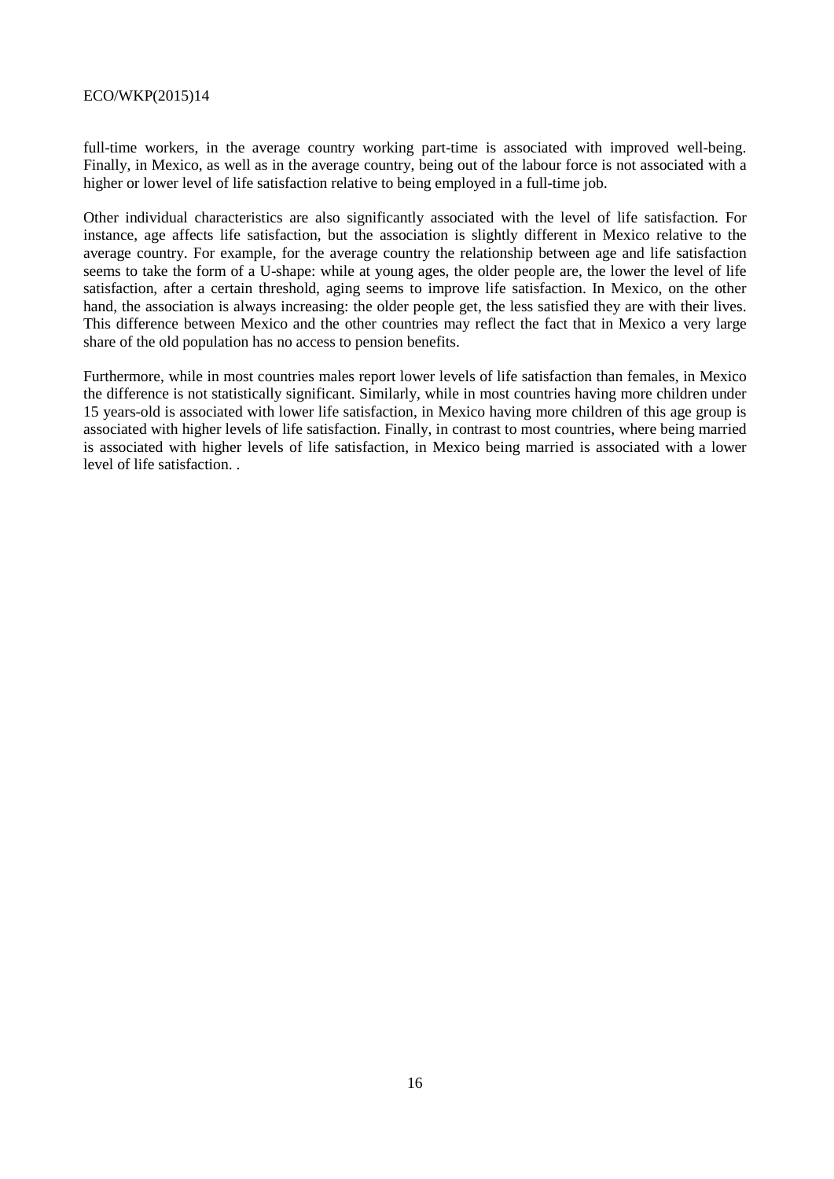full-time workers, in the average country working part-time is associated with improved well-being. Finally, in Mexico, as well as in the average country, being out of the labour force is not associated with a higher or lower level of life satisfaction relative to being employed in a full-time job.

Other individual characteristics are also significantly associated with the level of life satisfaction. For instance, age affects life satisfaction, but the association is slightly different in Mexico relative to the average country. For example, for the average country the relationship between age and life satisfaction seems to take the form of a U-shape: while at young ages, the older people are, the lower the level of life satisfaction, after a certain threshold, aging seems to improve life satisfaction. In Mexico, on the other hand, the association is always increasing: the older people get, the less satisfied they are with their lives. This difference between Mexico and the other countries may reflect the fact that in Mexico a very large share of the old population has no access to pension benefits.

Furthermore, while in most countries males report lower levels of life satisfaction than females, in Mexico the difference is not statistically significant. Similarly, while in most countries having more children under 15 years-old is associated with lower life satisfaction, in Mexico having more children of this age group is associated with higher levels of life satisfaction. Finally, in contrast to most countries, where being married is associated with higher levels of life satisfaction, in Mexico being married is associated with a lower level of life satisfaction. .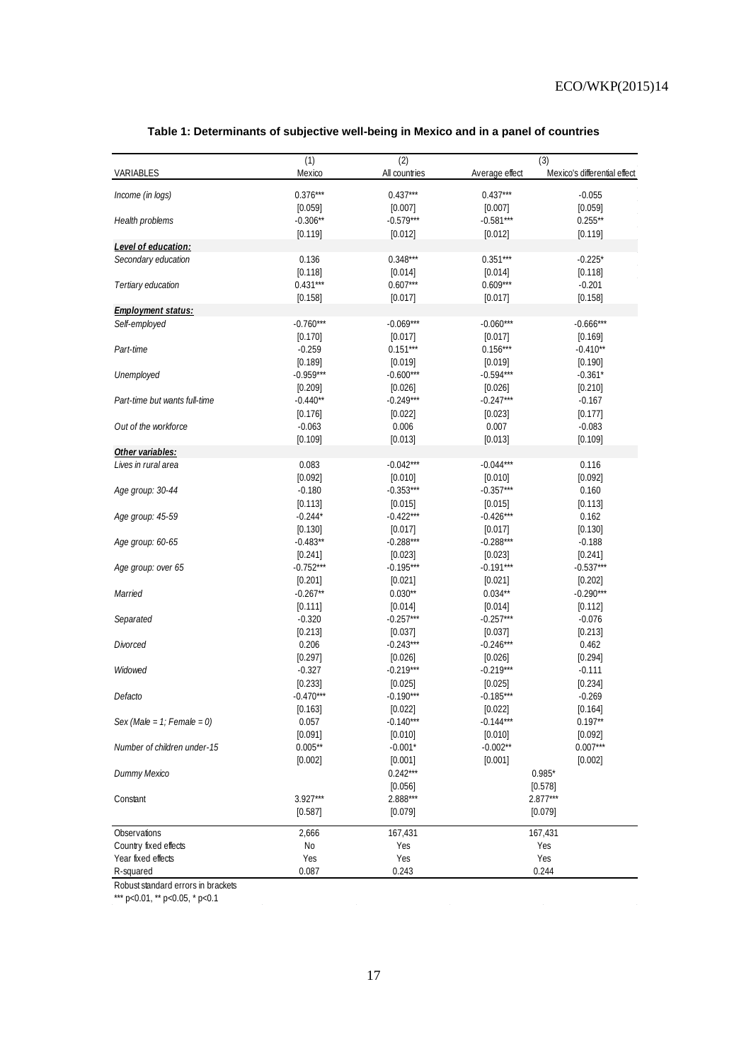**Table 1: Determinants of subjective well-being in Mexico and in a panel of countries**

| | (1) | (2) | (3) | |
|---|---|---|---|---|
| VARIABLES | Mexico | All countries | Average effect | Mexico's differential effect |
| *Income (in logs)* | 0.376*** | 0.437*** | 0.437*** | -0.055 |
| | [0.059] | [0.007] | [0.007] | [0.059] |
| *Health problems* | -0.306** | -0.579*** | -0.581*** | 0.255** |
| | [0.119] | [0.012] | [0.012] | [0.119] |
| ***Level of education:*** | | | | |
| *Secondary education* | 0.136 | 0.348*** | 0.351*** | -0.225* |
| | [0.118] | [0.014] | [0.014] | [0.118] |
| *Tertiary education* | 0.431*** | 0.607*** | 0.609*** | -0.201 |
| | [0.158] | [0.017] | [0.017] | [0.158] |
| ***Employment status:*** | | | | |
| *Self-employed* | -0.760*** | -0.069*** | -0.060*** | -0.666*** |
| | [0.170] | [0.017] | [0.017] | [0.169] |
| *Part-time* | -0.259 | 0.151*** | 0.156*** | -0.410** |
| | [0.189] | [0.019] | [0.019] | [0.190] |
| *Unemployed* | -0.959*** | -0.600*** | -0.594*** | -0.361* |
| | [0.209] | [0.026] | [0.026] | [0.210] |
| *Part-time but wants full-time* | -0.440** | -0.249*** | -0.247*** | -0.167 |
| | [0.176] | [0.022] | [0.023] | [0.177] |
| *Out of the workforce* | -0.063 | 0.006 | 0.007 | -0.083 |
| | [0.109] | [0.013] | [0.013] | [0.109] |
| ***Other variables:*** | | | | |
| *Lives in rural area* | 0.083 | -0.042*** | -0.044*** | 0.116 |
| | [0.092] | [0.010] | [0.010] | [0.092] |
| *Age group: 30-44* | -0.180 | -0.353*** | -0.357*** | 0.160 |
| | [0.113] | [0.015] | [0.015] | [0.113] |
| *Age group: 45-59* | -0.244* | -0.422*** | -0.426*** | 0.162 |
| | [0.130] | [0.017] | [0.017] | [0.130] |
| *Age group: 60-65* | -0.483** | -0.288*** | -0.288*** | -0.188 |
| | [0.241] | [0.023] | [0.023] | [0.241] |
| *Age group: over 65* | -0.752*** | -0.195*** | -0.191*** | -0.537*** |
| | [0.201] | [0.021] | [0.021] | [0.202] |
| *Married* | -0.267** | 0.030** | 0.034** | -0.290*** |
| | [0.111] | [0.014] | [0.014] | [0.112] |
| *Separated* | -0.320 | -0.257*** | -0.257*** | -0.076 |
| | [0.213] | [0.037] | [0.037] | [0.213] |
| *Divorced* | 0.206 | -0.243*** | -0.246*** | 0.462 |
| | [0.297] | [0.026] | [0.026] | [0.294] |
| *Widowed* | -0.327 | -0.219*** | -0.219*** | -0.111 |
| | [0.233] | [0.025] | [0.025] | [0.234] |
| *Defacto* | -0.470*** | -0.190*** | -0.185*** | -0.269 |
| | [0.163] | [0.022] | [0.022] | [0.164] |
| *Sex (Male = 1; Female = 0)* | 0.057 | -0.140*** | -0.144*** | 0.197** |
| | [0.091] | [0.010] | [0.010] | [0.092] |
| *Number of children under-15* | 0.005** | -0.001* | -0.002** | 0.007*** |
| | [0.002] | [0.001] | [0.001] | [0.002] |
| *Dummy Mexico* | | 0.242*** | 0.985* | |
| | | [0.056] | [0.578] | |
| Constant | 3.927*** | 2.888*** | 2.877*** | |
| | [0.587] | [0.079] | [0.079] | |
| Observations | 2,666 | 167,431 | 167,431 | |
| Country fixed effects | No | Yes | Yes | |
| Year fixed effects | Yes | Yes | Yes | |
| R-squared | 0.087 | 0.243 | 0.244 | |

Robust standard errors in brackets

*** p<0.01, ** p<0.05, * p<0.1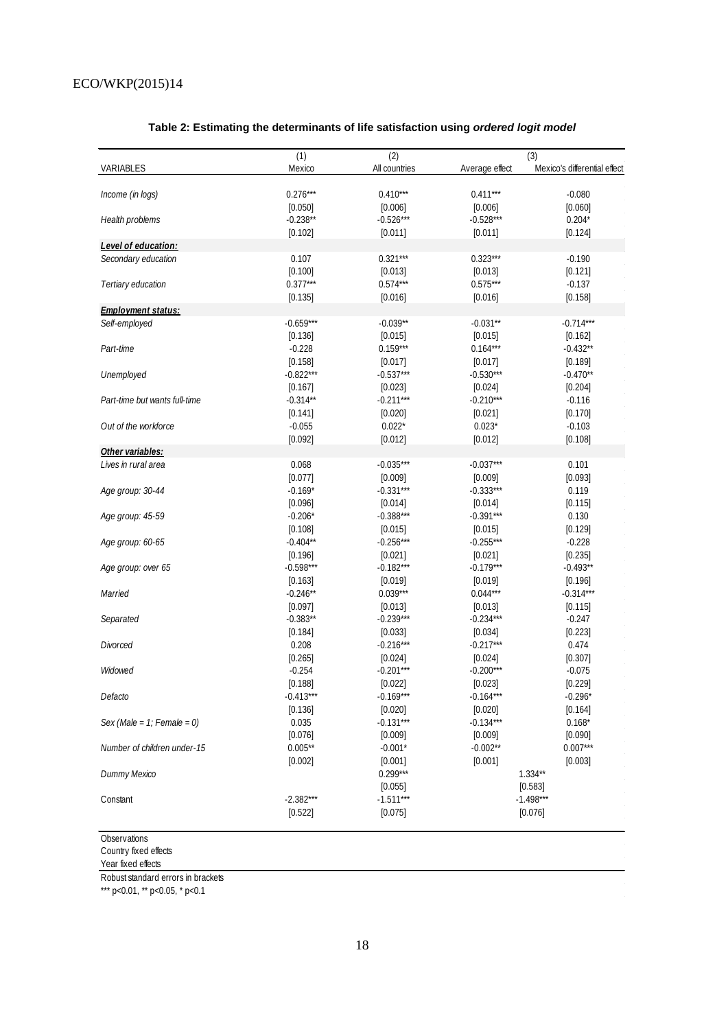**Table 2: Estimating the determinants of life satisfaction using *ordered logit model***

| | (1) | (2) | (3) | |
|---|---|---|---|---|
| VARIABLES | Mexico | All countries | Average effect | Mexico's differential effect |
| *Income (in logs)* | 0.276*** | 0.410*** | 0.411*** | -0.080 |
| | [0.050] | [0.006] | [0.006] | [0.060] |
| *Health problems* | -0.238** | -0.526*** | -0.528*** | 0.204* |
| | [0.102] | [0.011] | [0.011] | [0.124] |
| ***Level of education:*** | | | | |
| *Secondary education* | 0.107 | 0.321*** | 0.323*** | -0.190 |
| | [0.100] | [0.013] | [0.013] | [0.121] |
| *Tertiary education* | 0.377*** | 0.574*** | 0.575*** | -0.137 |
| | [0.135] | [0.016] | [0.016] | [0.158] |
| ***Employment status:*** | | | | |
| *Self-employed* | -0.659*** | -0.039** | -0.031** | -0.714*** |
| | [0.136] | [0.015] | [0.015] | [0.162] |
| *Part-time* | -0.228 | 0.159*** | 0.164*** | -0.432** |
| | [0.158] | [0.017] | [0.017] | [0.189] |
| *Unemployed* | -0.822*** | -0.537*** | -0.530*** | -0.470** |
| | [0.167] | [0.023] | [0.024] | [0.204] |
| *Part-time but wants full-time* | -0.314** | -0.211*** | -0.210*** | -0.116 |
| | [0.141] | [0.020] | [0.021] | [0.170] |
| *Out of the workforce* | -0.055 | 0.022* | 0.023* | -0.103 |
| | [0.092] | [0.012] | [0.012] | [0.108] |
| ***Other variables:*** | | | | |
| *Lives in rural area* | 0.068 | -0.035*** | -0.037*** | 0.101 |
| | [0.077] | [0.009] | [0.009] | [0.093] |
| *Age group: 30-44* | -0.169* | -0.331*** | -0.333*** | 0.119 |
| | [0.096] | [0.014] | [0.014] | [0.115] |
| *Age group: 45-59* | -0.206* | -0.388*** | -0.391*** | 0.130 |
| | [0.108] | [0.015] | [0.015] | [0.129] |
| *Age group: 60-65* | -0.404** | -0.256*** | -0.255*** | -0.228 |
| | [0.196] | [0.021] | [0.021] | [0.235] |
| *Age group: over 65* | -0.598*** | -0.182*** | -0.179*** | -0.493** |
| | [0.163] | [0.019] | [0.019] | [0.196] |
| *Married* | -0.246** | 0.039*** | 0.044*** | -0.314*** |
| | [0.097] | [0.013] | [0.013] | [0.115] |
| *Separated* | -0.383** | -0.239*** | -0.234*** | -0.247 |
| | [0.184] | [0.033] | [0.034] | [0.223] |
| *Divorced* | 0.208 | -0.216*** | -0.217*** | 0.474 |
| | [0.265] | [0.024] | [0.024] | [0.307] |
| *Widowed* | -0.254 | -0.201*** | -0.200*** | -0.075 |
| | [0.188] | [0.022] | [0.023] | [0.229] |
| *Defacto* | -0.413*** | -0.169*** | -0.164*** | -0.296* |
| | [0.136] | [0.020] | [0.020] | [0.164] |
| *Sex (Male = 1; Female = 0)* | 0.035 | -0.131*** | -0.134*** | 0.168* |
| | [0.076] | [0.009] | [0.009] | [0.090] |
| *Number of children under-15* | 0.005** | -0.001* | -0.002** | 0.007*** |
| | [0.002] | [0.001] | [0.001] | [0.003] |
| *Dummy Mexico* | | 0.299*** | 1.334** | |
| | | [0.055] | [0.583] | |
| Constant | -2.382*** | -1.511*** | -1.498*** | |
| | [0.522] | [0.075] | [0.076] | |
| Observations | | | | |
| Country fixed effects | | | | |
| Year fixed effects | | | | |

Robust standard errors in brackets

*** p<0.01, ** p<0.05, * p<0.1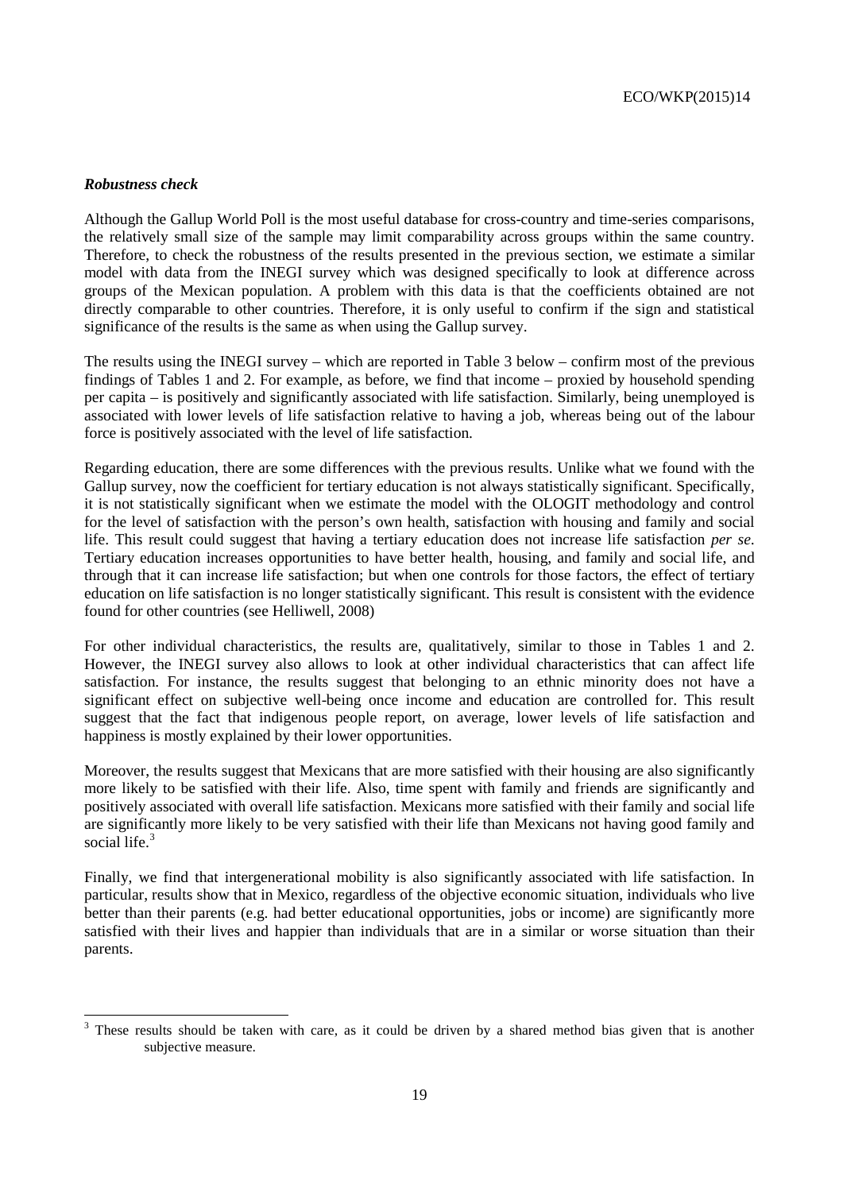### *Robustness check*

Although the Gallup World Poll is the most useful database for cross-country and time-series comparisons, the relatively small size of the sample may limit comparability across groups within the same country. Therefore, to check the robustness of the results presented in the previous section, we estimate a similar model with data from the INEGI survey which was designed specifically to look at difference across groups of the Mexican population. A problem with this data is that the coefficients obtained are not directly comparable to other countries. Therefore, it is only useful to confirm if the sign and statistical significance of the results is the same as when using the Gallup survey.

The results using the INEGI survey – which are reported in Table 3 below – confirm most of the previous findings of Tables 1 and 2. For example, as before, we find that income – proxied by household spending per capita – is positively and significantly associated with life satisfaction. Similarly, being unemployed is associated with lower levels of life satisfaction relative to having a job, whereas being out of the labour force is positively associated with the level of life satisfaction.

Regarding education, there are some differences with the previous results. Unlike what we found with the Gallup survey, now the coefficient for tertiary education is not always statistically significant. Specifically, it is not statistically significant when we estimate the model with the OLOGIT methodology and control for the level of satisfaction with the person's own health, satisfaction with housing and family and social life. This result could suggest that having a tertiary education does not increase life satisfaction *per se*. Tertiary education increases opportunities to have better health, housing, and family and social life, and through that it can increase life satisfaction; but when one controls for those factors, the effect of tertiary education on life satisfaction is no longer statistically significant. This result is consistent with the evidence found for other countries (see Helliwell, 2008)

For other individual characteristics, the results are, qualitatively, similar to those in Tables 1 and 2. However, the INEGI survey also allows to look at other individual characteristics that can affect life satisfaction. For instance, the results suggest that belonging to an ethnic minority does not have a significant effect on subjective well-being once income and education are controlled for. This result suggest that the fact that indigenous people report, on average, lower levels of life satisfaction and happiness is mostly explained by their lower opportunities.

Moreover, the results suggest that Mexicans that are more satisfied with their housing are also significantly more likely to be satisfied with their life. Also, time spent with family and friends are significantly and positively associated with overall life satisfaction. Mexicans more satisfied with their family and social life are significantly more likely to be very satisfied with their life than Mexicans not having good family and social life.[3]

Finally, we find that intergenerational mobility is also significantly associated with life satisfaction. In particular, results show that in Mexico, regardless of the objective economic situation, individuals who live better than their parents (e.g. had better educational opportunities, jobs or income) are significantly more satisfied with their lives and happier than individuals that are in a similar or worse situation than their parents.

[3] These results should be taken with care, as it could be driven by a shared method bias given that is another subjective measure.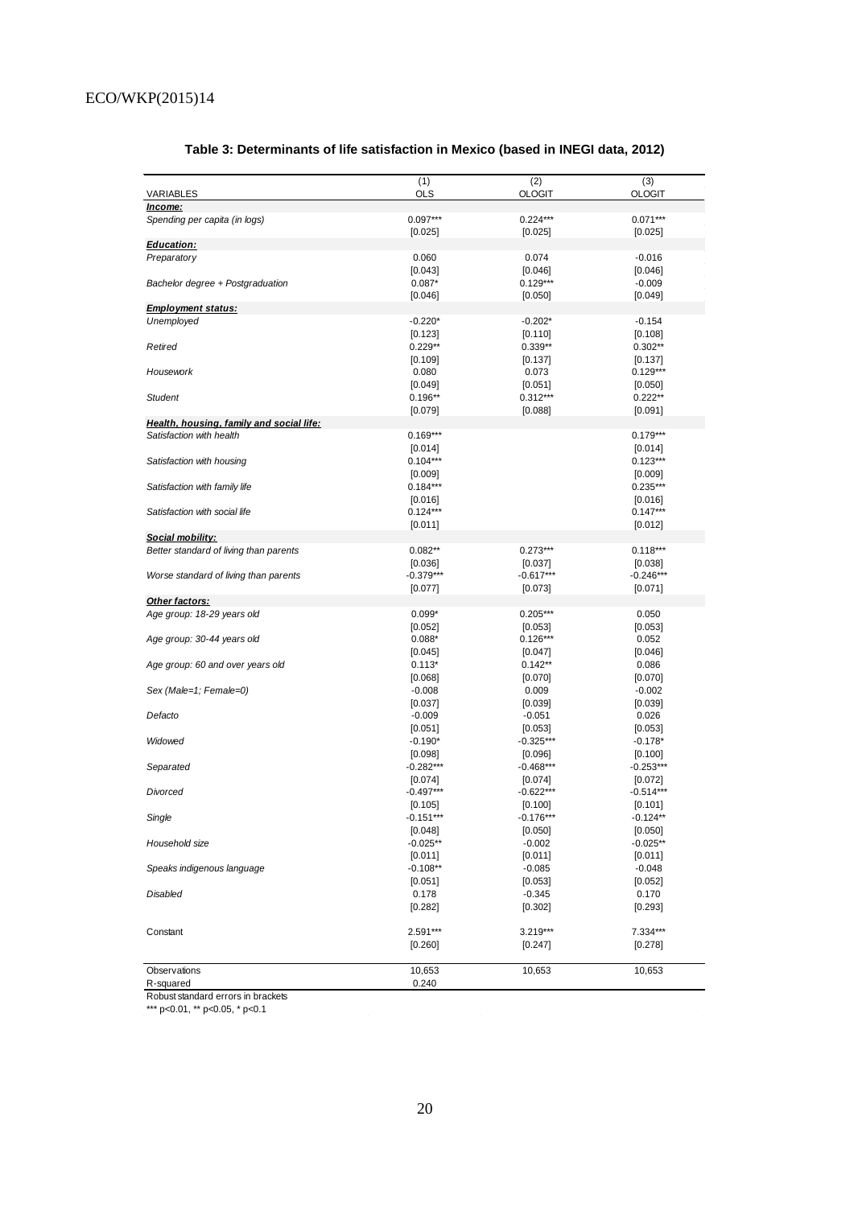### Table 3: Determinants of life satisfaction in Mexico (based in INEGI data, 2012)

| VARIABLES | (1) OLS | (2) OLOGIT | (3) OLOGIT |
|---|---|---|---|
| ***Income:*** | | | |
| *Spending per capita (in logs)* | 0.097*** | 0.224*** | 0.071*** |
| | [0.025] | [0.025] | [0.025] |
| ***Education:*** | | | |
| *Preparatory* | 0.060 | 0.074 | -0.016 |
| | [0.043] | [0.046] | [0.046] |
| *Bachelor degree + Postgraduation* | 0.087* | 0.129*** | -0.009 |
| | [0.046] | [0.050] | [0.049] |
| ***Employment status:*** | | | |
| *Unemployed* | -0.220* | -0.202* | -0.154 |
| | [0.123] | [0.110] | [0.108] |
| *Retired* | 0.229** | 0.339** | 0.302** |
| | [0.109] | [0.137] | [0.137] |
| *Housework* | 0.080 | 0.073 | 0.129*** |
| | [0.049] | [0.051] | [0.050] |
| *Student* | 0.196** | 0.312*** | 0.222** |
| | [0.079] | [0.088] | [0.091] |
| ***Health, housing, family and social life:*** | | | |
| *Satisfaction with health* | 0.169*** | | 0.179*** |
| | [0.014] | | [0.014] |
| *Satisfaction with housing* | 0.104*** | | 0.123*** |
| | [0.009] | | [0.009] |
| *Satisfaction with family life* | 0.184*** | | 0.235*** |
| | [0.016] | | [0.016] |
| *Satisfaction with social life* | 0.124*** | | 0.147*** |
| | [0.011] | | [0.012] |
| ***Social mobility:*** | | | |
| *Better standard of living than parents* | 0.082** | 0.273*** | 0.118*** |
| | [0.036] | [0.037] | [0.038] |
| *Worse standard of living than parents* | -0.379*** | -0.617*** | -0.246*** |
| | [0.077] | [0.073] | [0.071] |
| ***Other factors:*** | | | |
| *Age group: 18-29 years old* | 0.099* | 0.205*** | 0.050 |
| | [0.052] | [0.053] | [0.053] |
| *Age group: 30-44 years old* | 0.088* | 0.126*** | 0.052 |
| | [0.045] | [0.047] | [0.046] |
| *Age group: 60 and over years old* | 0.113* | 0.142** | 0.086 |
| | [0.068] | [0.070] | [0.070] |
| *Sex (Male=1; Female=0)* | -0.008 | 0.009 | -0.002 |
| | [0.037] | [0.039] | [0.039] |
| *Defacto* | -0.009 | -0.051 | 0.026 |
| | [0.051] | [0.053] | [0.053] |
| *Widowed* | -0.190* | -0.325*** | -0.178* |
| | [0.098] | [0.096] | [0.100] |
| *Separated* | -0.282*** | -0.468*** | -0.253*** |
| | [0.074] | [0.074] | [0.072] |
| *Divorced* | -0.497*** | -0.622*** | -0.514*** |
| | [0.105] | [0.100] | [0.101] |
| *Single* | -0.151*** | -0.176*** | -0.124** |
| | [0.048] | [0.050] | [0.050] |
| *Household size* | -0.025** | -0.002 | -0.025** |
| | [0.011] | [0.011] | [0.011] |
| *Speaks indigenous language* | -0.108** | -0.085 | -0.048 |
| | [0.051] | [0.053] | [0.052] |
| *Disabled* | 0.178 | -0.345 | 0.170 |
| | [0.282] | [0.302] | [0.293] |
| Constant | 2.591*** | 3.219*** | 7.334*** |
| | [0.260] | [0.247] | [0.278] |
| Observations | 10,653 | 10,653 | 10,653 |
| R-squared | 0.240 | | |

Robust standard errors in brackets

*** p<0.01, ** p<0.05, * p<0.1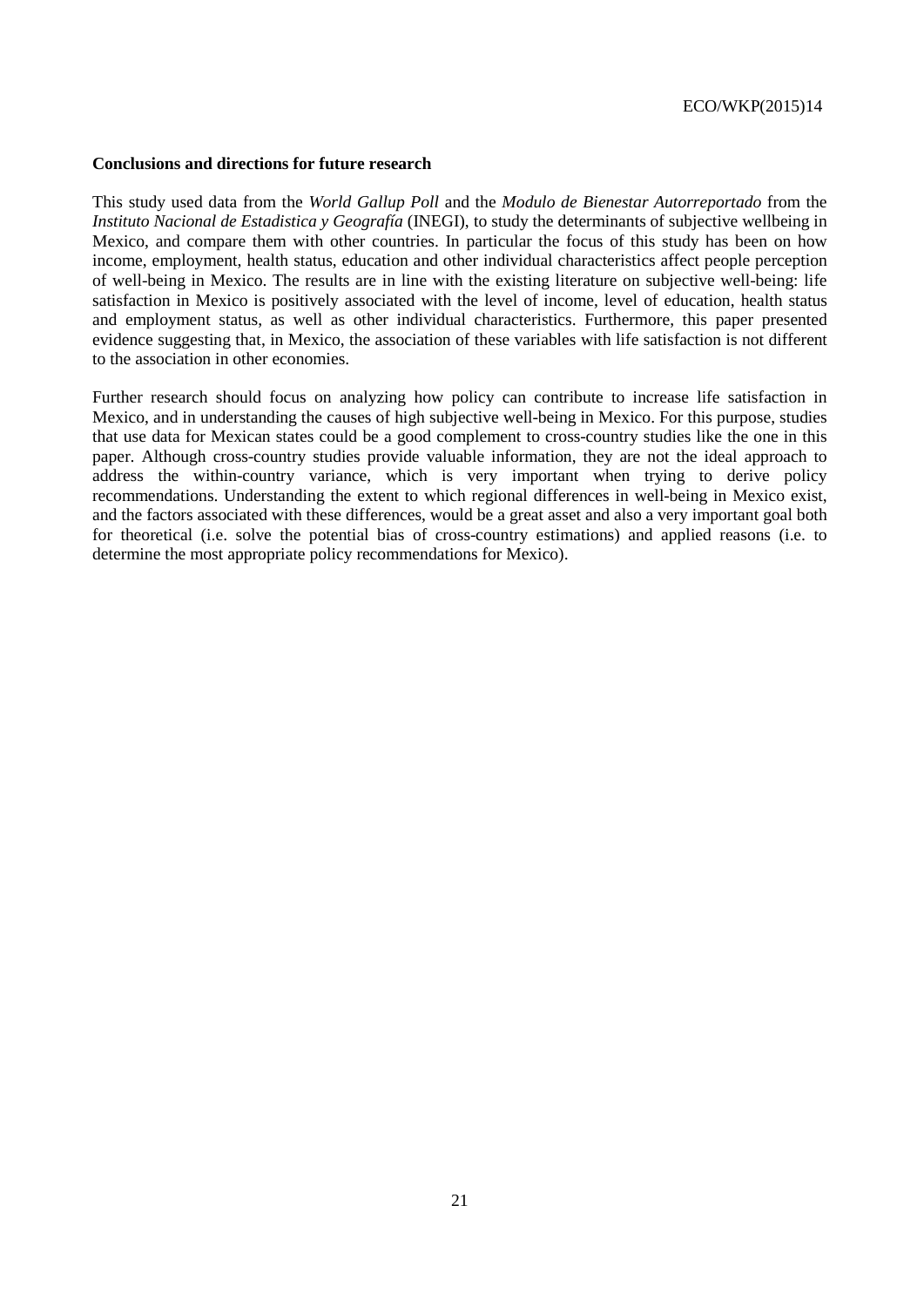**Conclusions and directions for future research**

This study used data from the *World Gallup Poll* and the *Modulo de Bienestar Autorreportado* from the *Instituto Nacional de Estadistica y Geografía* (INEGI), to study the determinants of subjective wellbeing in Mexico, and compare them with other countries. In particular the focus of this study has been on how income, employment, health status, education and other individual characteristics affect people perception of well-being in Mexico. The results are in line with the existing literature on subjective well-being: life satisfaction in Mexico is positively associated with the level of income, level of education, health status and employment status, as well as other individual characteristics. Furthermore, this paper presented evidence suggesting that, in Mexico, the association of these variables with life satisfaction is not different to the association in other economies.

Further research should focus on analyzing how policy can contribute to increase life satisfaction in Mexico, and in understanding the causes of high subjective well-being in Mexico. For this purpose, studies that use data for Mexican states could be a good complement to cross-country studies like the one in this paper. Although cross-country studies provide valuable information, they are not the ideal approach to address the within-country variance, which is very important when trying to derive policy recommendations. Understanding the extent to which regional differences in well-being in Mexico exist, and the factors associated with these differences, would be a great asset and also a very important goal both for theoretical (i.e. solve the potential bias of cross-country estimations) and applied reasons (i.e. to determine the most appropriate policy recommendations for Mexico).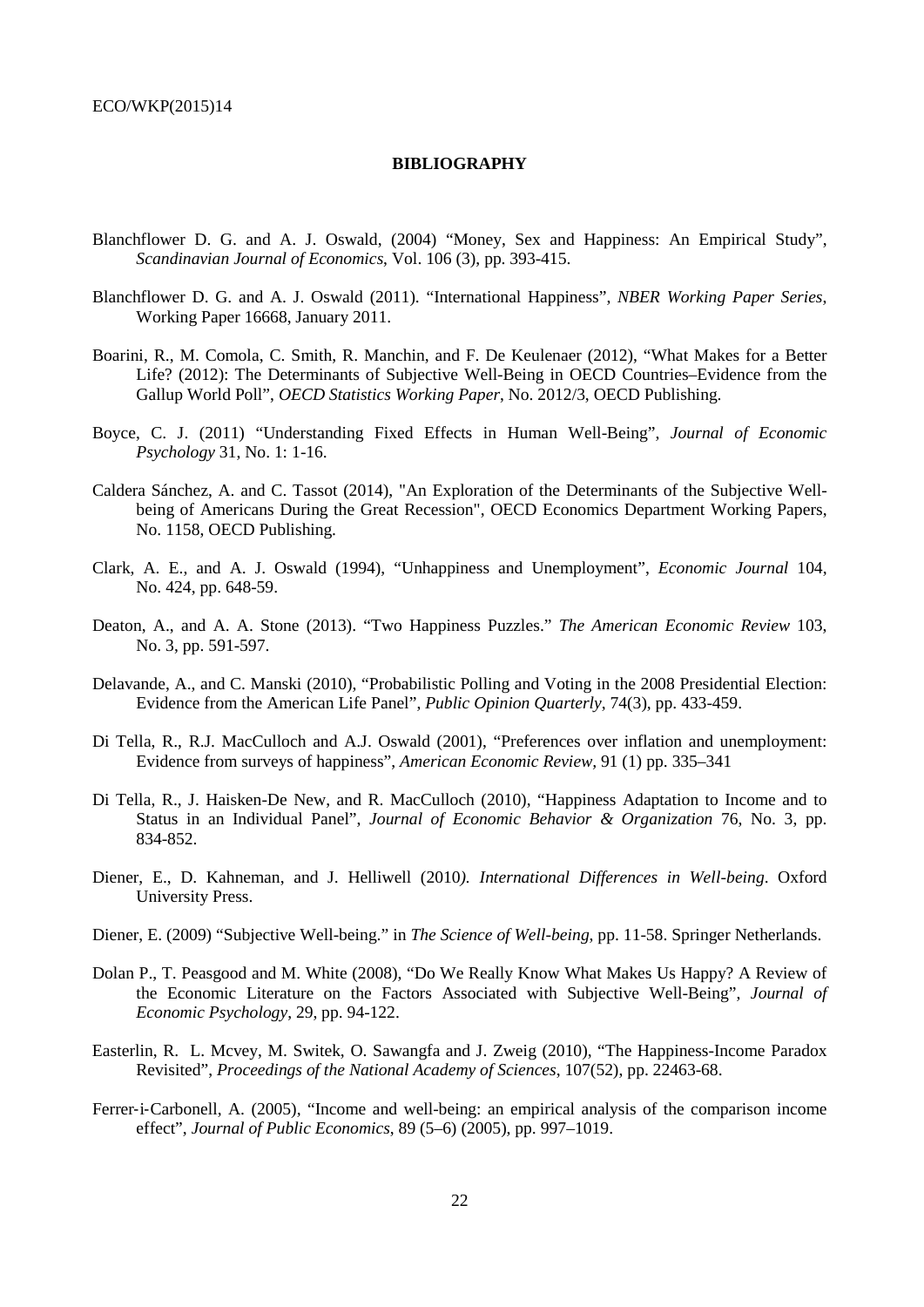## BIBLIOGRAPHY

Blanchflower D. G. and A. J. Oswald, (2004) "Money, Sex and Happiness: An Empirical Study", *Scandinavian Journal of Economics*, Vol. 106 (3), pp. 393-415.

Blanchflower D. G. and A. J. Oswald (2011). "International Happiness", *NBER Working Paper Series*, Working Paper 16668, January 2011.

Boarini, R., M. Comola, C. Smith, R. Manchin, and F. De Keulenaer (2012), "What Makes for a Better Life? (2012): The Determinants of Subjective Well-Being in OECD Countries–Evidence from the Gallup World Poll", *OECD Statistics Working Paper*, No. 2012/3, OECD Publishing.

Boyce, C. J. (2011) "Understanding Fixed Effects in Human Well-Being", *Journal of Economic Psychology* 31, No. 1: 1-16.

Caldera Sánchez, A. and C. Tassot (2014), "An Exploration of the Determinants of the Subjective Well-being of Americans During the Great Recession", OECD Economics Department Working Papers, No. 1158, OECD Publishing.

Clark, A. E., and A. J. Oswald (1994), "Unhappiness and Unemployment", *Economic Journal* 104, No. 424, pp. 648-59.

Deaton, A., and A. A. Stone (2013). "Two Happiness Puzzles." *The American Economic Review* 103, No. 3, pp. 591-597.

Delavande, A., and C. Manski (2010), "Probabilistic Polling and Voting in the 2008 Presidential Election: Evidence from the American Life Panel", *Public Opinion Quarterly*, 74(3), pp. 433-459.

Di Tella, R., R.J. MacCulloch and A.J. Oswald (2001), "Preferences over inflation and unemployment: Evidence from surveys of happiness", *American Economic Review*, 91 (1) pp. 335–341

Di Tella, R., J. Haisken-De New, and R. MacCulloch (2010), "Happiness Adaptation to Income and to Status in an Individual Panel", *Journal of Economic Behavior & Organization* 76, No. 3, pp. 834-852.

Diener, E., D. Kahneman, and J. Helliwell (2010*). International Differences in Well-being*. Oxford University Press.

Diener, E. (2009) "Subjective Well-being." in *The Science of Well-being*, pp. 11-58. Springer Netherlands.

Dolan P., T. Peasgood and M. White (2008), "Do We Really Know What Makes Us Happy? A Review of the Economic Literature on the Factors Associated with Subjective Well-Being", *Journal of Economic Psychology*, 29, pp. 94-122.

Easterlin, R. L. Mcvey, M. Switek, O. Sawangfa and J. Zweig (2010), "The Happiness-Income Paradox Revisited", *Proceedings of the National Academy of Sciences*, 107(52), pp. 22463-68.

Ferrer-i-Carbonell, A. (2005), "Income and well-being: an empirical analysis of the comparison income effect", *Journal of Public Economics*, 89 (5–6) (2005), pp. 997–1019.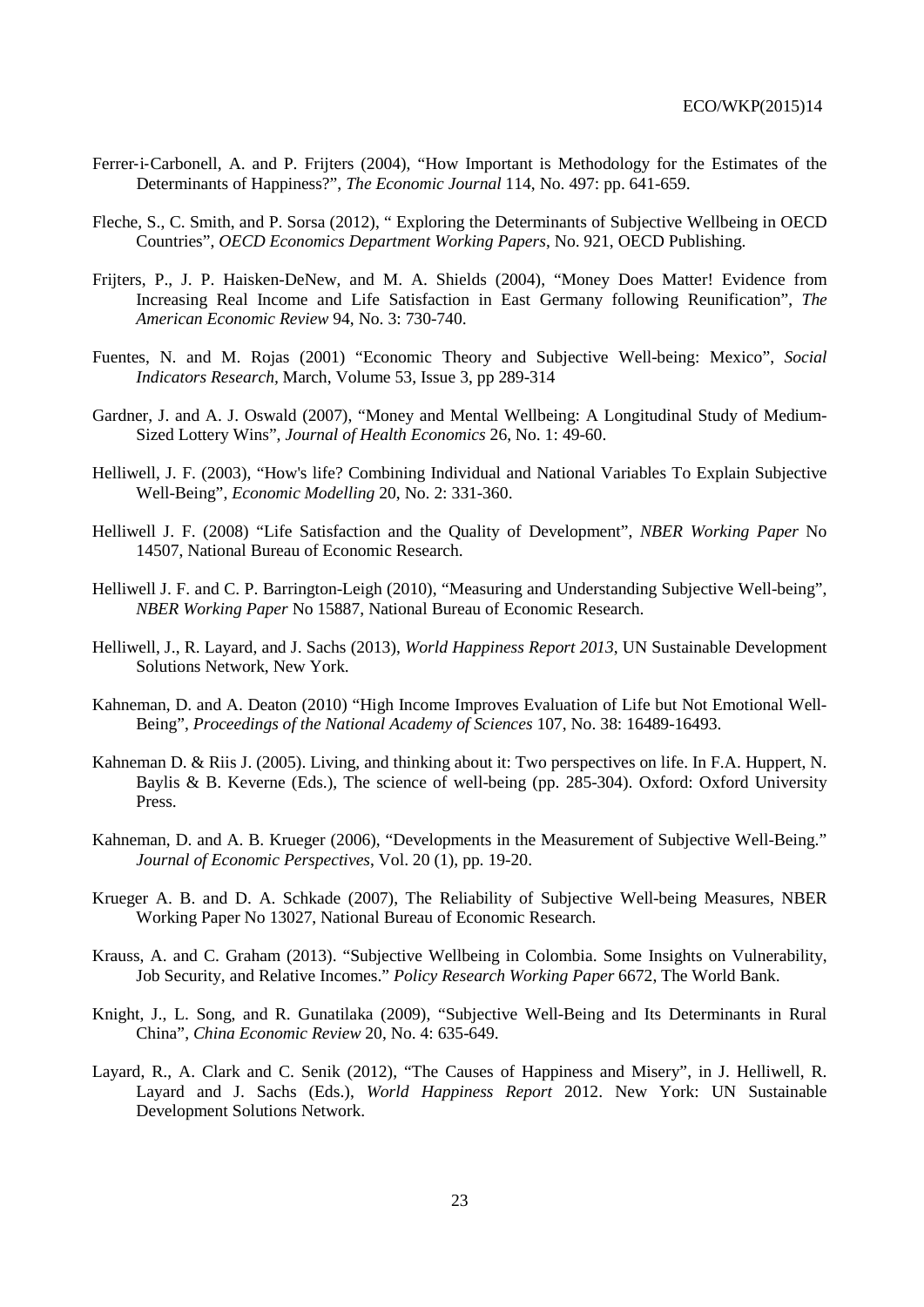Ferrer-i-Carbonell, A. and P. Frijters (2004), "How Important is Methodology for the Estimates of the Determinants of Happiness?", *The Economic Journal* 114, No. 497: pp. 641-659.

Fleche, S., C. Smith, and P. Sorsa (2012), " Exploring the Determinants of Subjective Wellbeing in OECD Countries", *OECD Economics Department Working Papers*, No. 921, OECD Publishing.

Frijters, P., J. P. Haisken-DeNew, and M. A. Shields (2004), "Money Does Matter! Evidence from Increasing Real Income and Life Satisfaction in East Germany following Reunification", *The American Economic Review* 94, No. 3: 730-740.

Fuentes, N. and M. Rojas (2001) "Economic Theory and Subjective Well-being: Mexico", *Social Indicators Research*, March, Volume 53, Issue 3, pp 289-314

Gardner, J. and A. J. Oswald (2007), "Money and Mental Wellbeing: A Longitudinal Study of Medium-Sized Lottery Wins", *Journal of Health Economics* 26, No. 1: 49-60.

Helliwell, J. F. (2003), "How's life? Combining Individual and National Variables To Explain Subjective Well-Being", *Economic Modelling* 20, No. 2: 331-360.

Helliwell J. F. (2008) "Life Satisfaction and the Quality of Development", *NBER Working Paper* No 14507, National Bureau of Economic Research.

Helliwell J. F. and C. P. Barrington-Leigh (2010), "Measuring and Understanding Subjective Well-being", *NBER Working Paper* No 15887, National Bureau of Economic Research.

Helliwell, J., R. Layard, and J. Sachs (2013), *World Happiness Report 2013*, UN Sustainable Development Solutions Network, New York.

Kahneman, D. and A. Deaton (2010) "High Income Improves Evaluation of Life but Not Emotional Well-Being", *Proceedings of the National Academy of Sciences* 107, No. 38: 16489-16493.

Kahneman D. & Riis J. (2005). Living, and thinking about it: Two perspectives on life. In F.A. Huppert, N. Baylis & B. Keverne (Eds.), The science of well-being (pp. 285-304). Oxford: Oxford University Press.

Kahneman, D. and A. B. Krueger (2006), "Developments in the Measurement of Subjective Well-Being." *Journal of Economic Perspectives*, Vol. 20 (1), pp. 19-20.

Krueger A. B. and D. A. Schkade (2007), The Reliability of Subjective Well-being Measures, NBER Working Paper No 13027, National Bureau of Economic Research.

Krauss, A. and C. Graham (2013). "Subjective Wellbeing in Colombia. Some Insights on Vulnerability, Job Security, and Relative Incomes." *Policy Research Working Paper* 6672, The World Bank.

Knight, J., L. Song, and R. Gunatilaka (2009), "Subjective Well-Being and Its Determinants in Rural China", *China Economic Review* 20, No. 4: 635-649.

Layard, R., A. Clark and C. Senik (2012), "The Causes of Happiness and Misery", in J. Helliwell, R. Layard and J. Sachs (Eds.), *World Happiness Report* 2012. New York: UN Sustainable Development Solutions Network.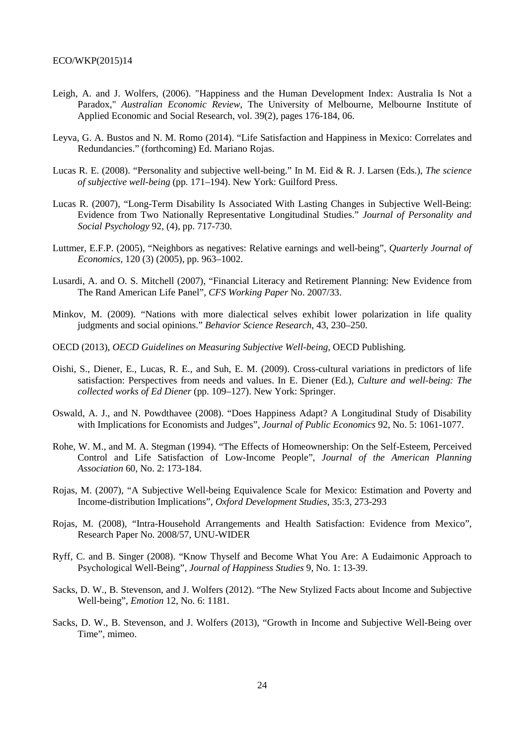Leigh, A. and J. Wolfers, (2006). "Happiness and the Human Development Index: Australia Is Not a Paradox," *Australian Economic Review*, The University of Melbourne, Melbourne Institute of Applied Economic and Social Research, vol. 39(2), pages 176-184, 06.

Leyva, G. A. Bustos and N. M. Romo (2014). "Life Satisfaction and Happiness in Mexico: Correlates and Redundancies." (forthcoming) Ed. Mariano Rojas.

Lucas R. E. (2008). "Personality and subjective well-being." In M. Eid & R. J. Larsen (Eds.), *The science of subjective well-being* (pp. 171–194). New York: Guilford Press.

Lucas R. (2007), "Long-Term Disability Is Associated With Lasting Changes in Subjective Well-Being: Evidence from Two Nationally Representative Longitudinal Studies." *Journal of Personality and Social Psychology* 92, (4), pp. 717-730.

Luttmer, E.F.P. (2005), "Neighbors as negatives: Relative earnings and well-being", *Quarterly Journal of Economics*, 120 (3) (2005), pp. 963–1002.

Lusardi, A. and O. S. Mitchell (2007), "Financial Literacy and Retirement Planning: New Evidence from The Rand American Life Panel", *CFS Working Paper* No. 2007/33.

Minkov, M. (2009). "Nations with more dialectical selves exhibit lower polarization in life quality judgments and social opinions." *Behavior Science Research*, 43, 230–250.

OECD (2013), *OECD Guidelines on Measuring Subjective Well-being*, OECD Publishing.

Oishi, S., Diener, E., Lucas, R. E., and Suh, E. M. (2009). Cross-cultural variations in predictors of life satisfaction: Perspectives from needs and values. In E. Diener (Ed.), *Culture and well-being: The collected works of Ed Diener* (pp. 109–127). New York: Springer.

Oswald, A. J., and N. Powdthavee (2008). "Does Happiness Adapt? A Longitudinal Study of Disability with Implications for Economists and Judges", *Journal of Public Economics* 92, No. 5: 1061-1077.

Rohe, W. M., and M. A. Stegman (1994). "The Effects of Homeownership: On the Self-Esteem, Perceived Control and Life Satisfaction of Low-Income People", *Journal of the American Planning Association* 60, No. 2: 173-184.

Rojas, M. (2007), "A Subjective Well-being Equivalence Scale for Mexico: Estimation and Poverty and Income-distribution Implications", *Oxford Development Studies*, 35:3, 273-293

Rojas, M. (2008), "Intra-Household Arrangements and Health Satisfaction: Evidence from Mexico", Research Paper No. 2008/57, UNU-WIDER

Ryff, C. and B. Singer (2008). "Know Thyself and Become What You Are: A Eudaimonic Approach to Psychological Well-Being", *Journal of Happiness Studies* 9, No. 1: 13-39.

Sacks, D. W., B. Stevenson, and J. Wolfers (2012). "The New Stylized Facts about Income and Subjective Well-being", *Emotion* 12, No. 6: 1181.

Sacks, D. W., B. Stevenson, and J. Wolfers (2013), "Growth in Income and Subjective Well-Being over Time", mimeo.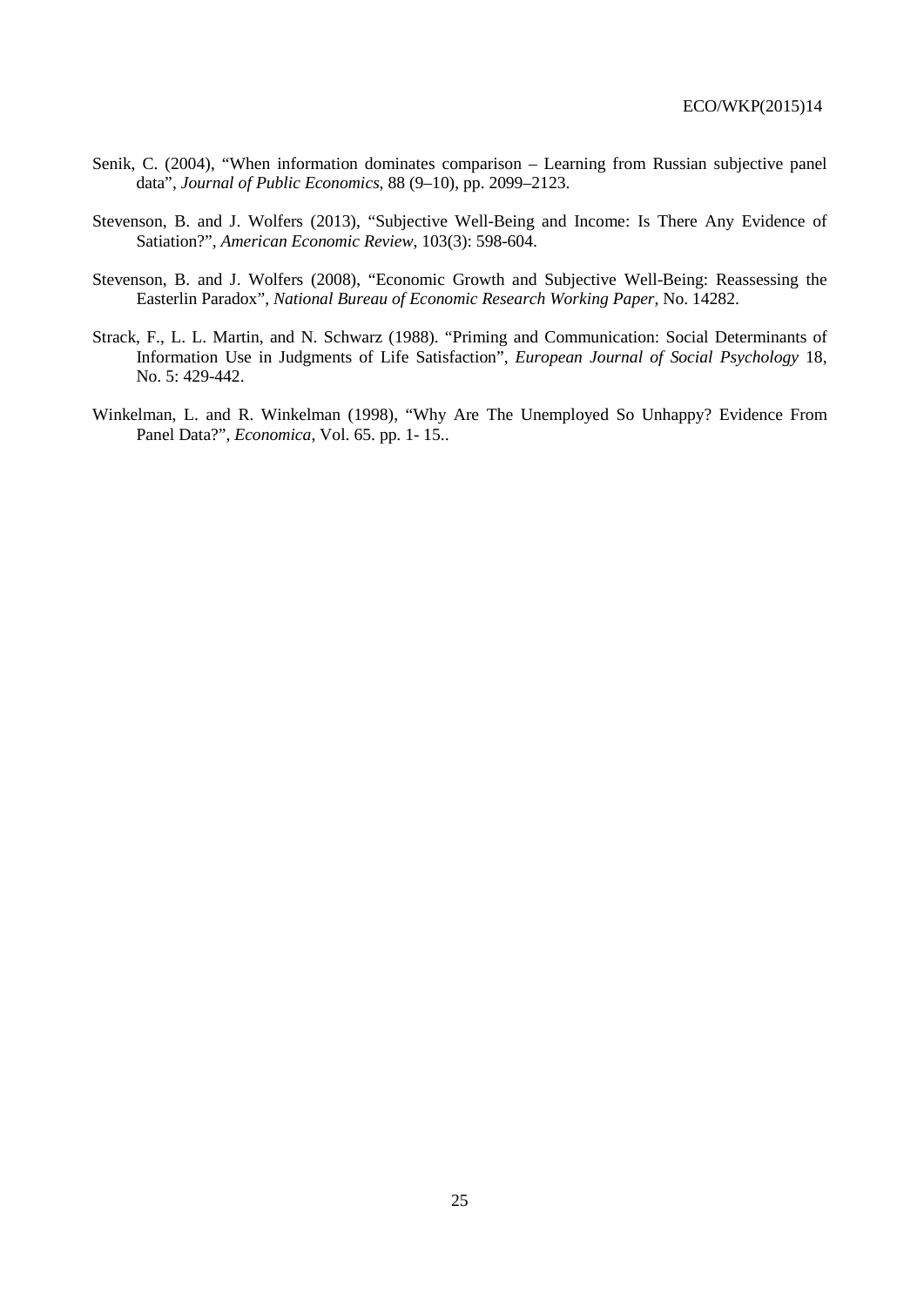Senik, C. (2004), “When information dominates comparison – Learning from Russian subjective panel data”, *Journal of Public Economics*, 88 (9–10), pp. 2099–2123.

Stevenson, B. and J. Wolfers (2013), “Subjective Well-Being and Income: Is There Any Evidence of Satiation?”, *American Economic Review*, 103(3): 598-604.

Stevenson, B. and J. Wolfers (2008), “Economic Growth and Subjective Well-Being: Reassessing the Easterlin Paradox”, *National Bureau of Economic Research Working Paper*, No. 14282.

Strack, F., L. L. Martin, and N. Schwarz (1988). “Priming and Communication: Social Determinants of Information Use in Judgments of Life Satisfaction”, *European Journal of Social Psychology* 18, No. 5: 429-442.

Winkelman, L. and R. Winkelman (1998), “Why Are The Unemployed So Unhappy? Evidence From Panel Data?”, *Economica*, Vol. 65. pp. 1- 15..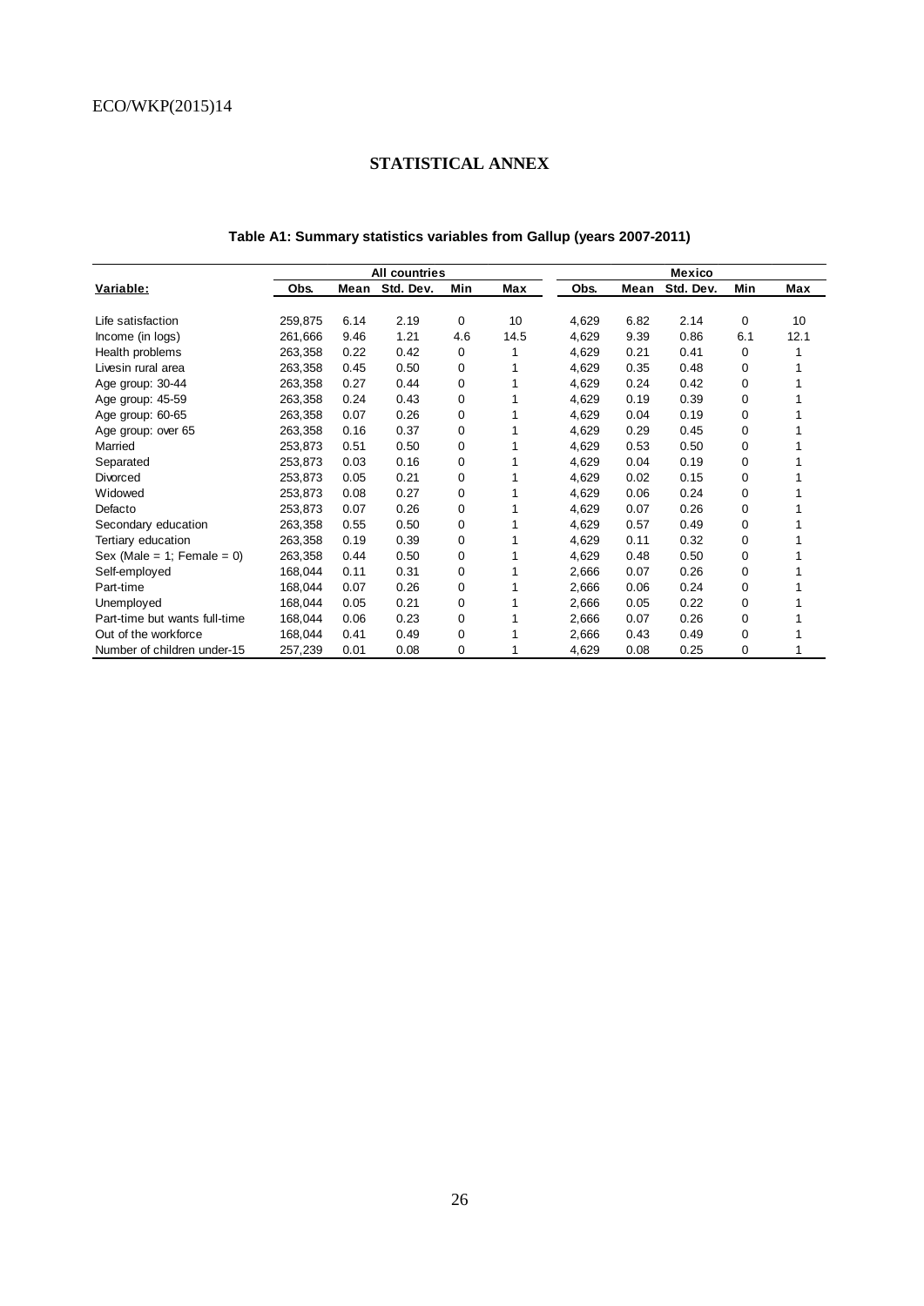## STATISTICAL ANNEX

### Table A1: Summary statistics variables from Gallup (years 2007-2011)

| | All countries | | | | | Mexico | | | | |
|---|---|---|---|---|---|---|---|---|---|---|
| **Variable:** | **Obs.** | **Mean** | **Std. Dev.** | **Min** | **Max** | **Obs.** | **Mean** | **Std. Dev.** | **Min** | **Max** |
| Life satisfaction | 259,875 | 6.14 | 2.19 | 0 | 10 | 4,629 | 6.82 | 2.14 | 0 | 10 |
| Income (in logs) | 261,666 | 9.46 | 1.21 | 4.6 | 14.5 | 4,629 | 9.39 | 0.86 | 6.1 | 12.1 |
| Health problems | 263,358 | 0.22 | 0.42 | 0 | 1 | 4,629 | 0.21 | 0.41 | 0 | 1 |
| Livesin rural area | 263,358 | 0.45 | 0.50 | 0 | 1 | 4,629 | 0.35 | 0.48 | 0 | 1 |
| Age group: 30-44 | 263,358 | 0.27 | 0.44 | 0 | 1 | 4,629 | 0.24 | 0.42 | 0 | 1 |
| Age group: 45-59 | 263,358 | 0.24 | 0.43 | 0 | 1 | 4,629 | 0.19 | 0.39 | 0 | 1 |
| Age group: 60-65 | 263,358 | 0.07 | 0.26 | 0 | 1 | 4,629 | 0.04 | 0.19 | 0 | 1 |
| Age group: over 65 | 263,358 | 0.16 | 0.37 | 0 | 1 | 4,629 | 0.29 | 0.45 | 0 | 1 |
| Married | 253,873 | 0.51 | 0.50 | 0 | 1 | 4,629 | 0.53 | 0.50 | 0 | 1 |
| Separated | 253,873 | 0.03 | 0.16 | 0 | 1 | 4,629 | 0.04 | 0.19 | 0 | 1 |
| Divorced | 253,873 | 0.05 | 0.21 | 0 | 1 | 4,629 | 0.02 | 0.15 | 0 | 1 |
| Widowed | 253,873 | 0.08 | 0.27 | 0 | 1 | 4,629 | 0.06 | 0.24 | 0 | 1 |
| Defacto | 253,873 | 0.07 | 0.26 | 0 | 1 | 4,629 | 0.07 | 0.26 | 0 | 1 |
| Secondary education | 263,358 | 0.55 | 0.50 | 0 | 1 | 4,629 | 0.57 | 0.49 | 0 | 1 |
| Tertiary education | 263,358 | 0.19 | 0.39 | 0 | 1 | 4,629 | 0.11 | 0.32 | 0 | 1 |
| Sex (Male = 1; Female = 0) | 263,358 | 0.44 | 0.50 | 0 | 1 | 4,629 | 0.48 | 0.50 | 0 | 1 |
| Self-employed | 168,044 | 0.11 | 0.31 | 0 | 1 | 2,666 | 0.07 | 0.26 | 0 | 1 |
| Part-time | 168,044 | 0.07 | 0.26 | 0 | 1 | 2,666 | 0.06 | 0.24 | 0 | 1 |
| Unemployed | 168,044 | 0.05 | 0.21 | 0 | 1 | 2,666 | 0.05 | 0.22 | 0 | 1 |
| Part-time but wants full-time | 168,044 | 0.06 | 0.23 | 0 | 1 | 2,666 | 0.07 | 0.26 | 0 | 1 |
| Out of the workforce | 168,044 | 0.41 | 0.49 | 0 | 1 | 2,666 | 0.43 | 0.49 | 0 | 1 |
| Number of children under-15 | 257,239 | 0.01 | 0.08 | 0 | 1 | 4,629 | 0.08 | 0.25 | 0 | 1 |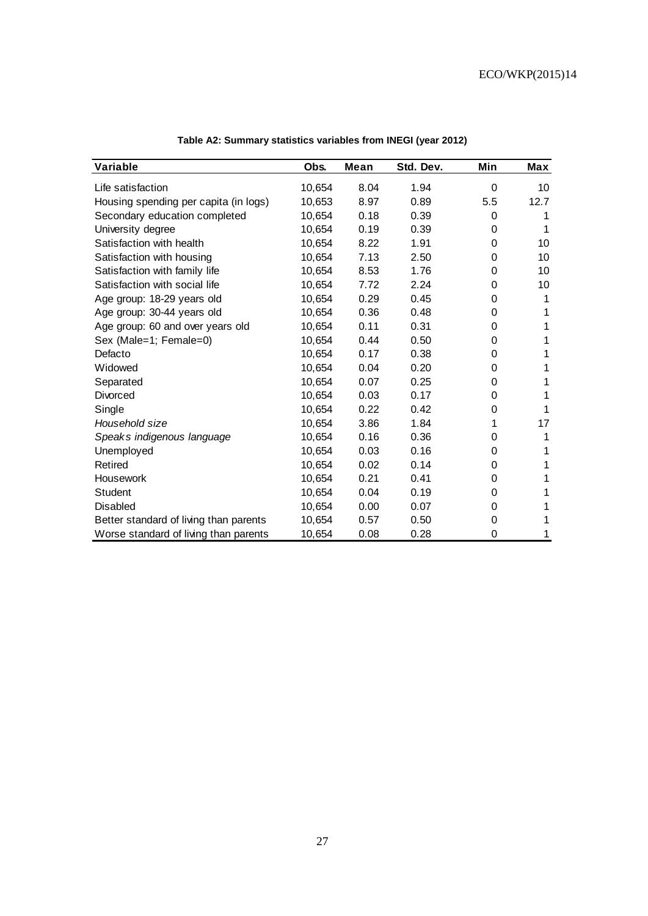**Table A2: Summary statistics variables from INEGI (year 2012)**

| Variable | Obs. | Mean | Std. Dev. | Min | Max |
|---|---|---|---|---|---|
| Life satisfaction | 10,654 | 8.04 | 1.94 | 0 | 10 |
| Housing spending per capita (in logs) | 10,653 | 8.97 | 0.89 | 5.5 | 12.7 |
| Secondary education completed | 10,654 | 0.18 | 0.39 | 0 | 1 |
| University degree | 10,654 | 0.19 | 0.39 | 0 | 1 |
| Satisfaction with health | 10,654 | 8.22 | 1.91 | 0 | 10 |
| Satisfaction with housing | 10,654 | 7.13 | 2.50 | 0 | 10 |
| Satisfaction with family life | 10,654 | 8.53 | 1.76 | 0 | 10 |
| Satisfaction with social life | 10,654 | 7.72 | 2.24 | 0 | 10 |
| Age group: 18-29 years old | 10,654 | 0.29 | 0.45 | 0 | 1 |
| Age group: 30-44 years old | 10,654 | 0.36 | 0.48 | 0 | 1 |
| Age group: 60 and over years old | 10,654 | 0.11 | 0.31 | 0 | 1 |
| Sex (Male=1; Female=0) | 10,654 | 0.44 | 0.50 | 0 | 1 |
| Defacto | 10,654 | 0.17 | 0.38 | 0 | 1 |
| Widowed | 10,654 | 0.04 | 0.20 | 0 | 1 |
| Separated | 10,654 | 0.07 | 0.25 | 0 | 1 |
| Divorced | 10,654 | 0.03 | 0.17 | 0 | 1 |
| Single | 10,654 | 0.22 | 0.42 | 0 | 1 |
| *Household size* | 10,654 | 3.86 | 1.84 | 1 | 17 |
| *Speaks indigenous language* | 10,654 | 0.16 | 0.36 | 0 | 1 |
| Unemployed | 10,654 | 0.03 | 0.16 | 0 | 1 |
| Retired | 10,654 | 0.02 | 0.14 | 0 | 1 |
| Housework | 10,654 | 0.21 | 0.41 | 0 | 1 |
| Student | 10,654 | 0.04 | 0.19 | 0 | 1 |
| Disabled | 10,654 | 0.00 | 0.07 | 0 | 1 |
| Better standard of living than parents | 10,654 | 0.57 | 0.50 | 0 | 1 |
| Worse standard of living than parents | 10,654 | 0.08 | 0.28 | 0 | 1 |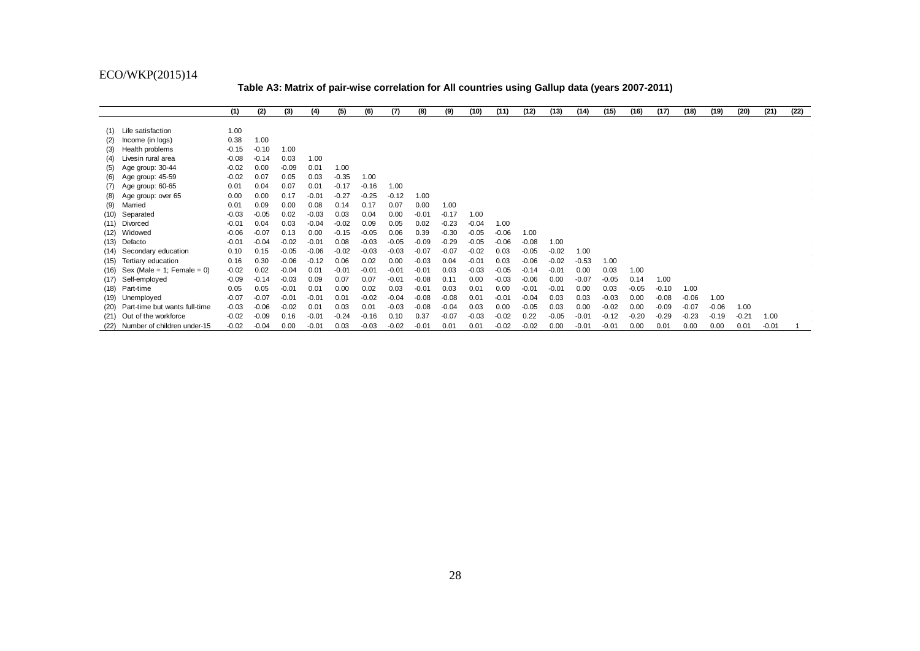**Table A3: Matrix of pair-wise correlation for All countries using Gallup data (years 2007-2011)**

| | | (1) | (2) | (3) | (4) | (5) | (6) | (7) | (8) | (9) | (10) | (11) | (12) | (13) | (14) | (15) | (16) | (17) | (18) | (19) | (20) | (21) | (22) |
|---|---|---|---|---|---|---|---|---|---|---|---|---|---|---|---|---|---|---|---|---|---|---|---|
| (1) | Life satisfaction | 1.00 | | | | | | | | | | | | | | | | | | | | | |
| (2) | Income (in logs) | 0.38 | 1.00 | | | | | | | | | | | | | | | | | | | | |
| (3) | Health problems | -0.15 | -0.10 | 1.00 | | | | | | | | | | | | | | | | | | | |
| (4) | Livesin rural area | -0.08 | -0.14 | 0.03 | 1.00 | | | | | | | | | | | | | | | | | | |
| (5) | Age group: 30-44 | -0.02 | 0.00 | -0.09 | 0.01 | 1.00 | | | | | | | | | | | | | | | | | |
| (6) | Age group: 45-59 | -0.02 | 0.07 | 0.05 | 0.03 | -0.35 | 1.00 | | | | | | | | | | | | | | | | |
| (7) | Age group: 60-65 | 0.01 | 0.04 | 0.07 | 0.01 | -0.17 | -0.16 | 1.00 | | | | | | | | | | | | | | | |
| (8) | Age group: over 65 | 0.00 | 0.00 | 0.17 | -0.01 | -0.27 | -0.25 | -0.12 | 1.00 | | | | | | | | | | | | | | |
| (9) | Married | 0.01 | 0.09 | 0.00 | 0.08 | 0.14 | 0.17 | 0.07 | 0.00 | 1.00 | | | | | | | | | | | | | |
| (10) | Separated | -0.03 | -0.05 | 0.02 | -0.03 | 0.03 | 0.04 | 0.00 | -0.01 | -0.17 | 1.00 | | | | | | | | | | | | |
| (11) | Divorced | -0.01 | 0.04 | 0.03 | -0.04 | -0.02 | 0.09 | 0.05 | 0.02 | -0.23 | -0.04 | 1.00 | | | | | | | | | | | |
| (12) | Widowed | -0.06 | -0.07 | 0.13 | 0.00 | -0.15 | -0.05 | 0.06 | 0.39 | -0.30 | -0.05 | -0.06 | 1.00 | | | | | | | | | | |
| (13) | Defacto | -0.01 | -0.04 | -0.02 | -0.01 | 0.08 | -0.03 | -0.05 | -0.09 | -0.29 | -0.05 | -0.06 | -0.08 | 1.00 | | | | | | | | | |
| (14) | Secondary education | 0.10 | 0.15 | -0.05 | -0.06 | -0.02 | -0.03 | -0.03 | -0.07 | -0.07 | -0.02 | 0.03 | -0.05 | -0.02 | 1.00 | | | | | | | | |
| (15) | Tertiary education | 0.16 | 0.30 | -0.06 | -0.12 | 0.06 | 0.02 | 0.00 | -0.03 | 0.04 | -0.01 | 0.03 | -0.06 | -0.02 | -0.53 | 1.00 | | | | | | | |
| (16) | Sex (Male = 1; Female = 0) | -0.02 | 0.02 | -0.04 | 0.01 | -0.01 | -0.01 | -0.01 | -0.01 | 0.03 | -0.03 | -0.05 | -0.14 | -0.01 | 0.00 | 0.03 | 1.00 | | | | | | |
| (17) | Self-employed | -0.09 | -0.14 | -0.03 | 0.09 | 0.07 | 0.07 | -0.01 | -0.08 | 0.11 | 0.00 | -0.03 | -0.06 | 0.00 | -0.07 | -0.05 | 0.14 | 1.00 | | | | | |
| (18) | Part-time | 0.05 | 0.05 | -0.01 | 0.01 | 0.00 | 0.02 | 0.03 | -0.01 | 0.03 | 0.01 | 0.00 | -0.01 | -0.01 | 0.00 | 0.03 | -0.05 | -0.10 | 1.00 | | | | |
| (19) | Unemployed | -0.07 | -0.07 | -0.01 | -0.01 | 0.01 | -0.02 | -0.04 | -0.08 | -0.08 | 0.01 | -0.01 | -0.04 | 0.03 | 0.03 | -0.03 | 0.00 | -0.08 | -0.06 | 1.00 | | | |
| (20) | Part-time but wants full-time | -0.03 | -0.06 | -0.02 | 0.01 | 0.03 | 0.01 | -0.03 | -0.08 | -0.04 | 0.03 | 0.00 | -0.05 | 0.03 | 0.00 | -0.02 | 0.00 | -0.09 | -0.07 | -0.06 | 1.00 | | |
| (21) | Out of the workforce | -0.02 | -0.09 | 0.16 | -0.01 | -0.24 | -0.16 | 0.10 | 0.37 | -0.07 | -0.03 | -0.02 | 0.22 | -0.05 | -0.01 | -0.12 | -0.20 | -0.29 | -0.23 | -0.19 | -0.21 | 1.00 | |
| (22) | Number of children under-15 | -0.02 | -0.04 | 0.00 | -0.01 | 0.03 | -0.03 | -0.02 | -0.01 | 0.01 | 0.01 | -0.02 | -0.02 | 0.00 | -0.01 | -0.01 | 0.00 | 0.01 | 0.00 | 0.00 | 0.01 | -0.01 | 1 |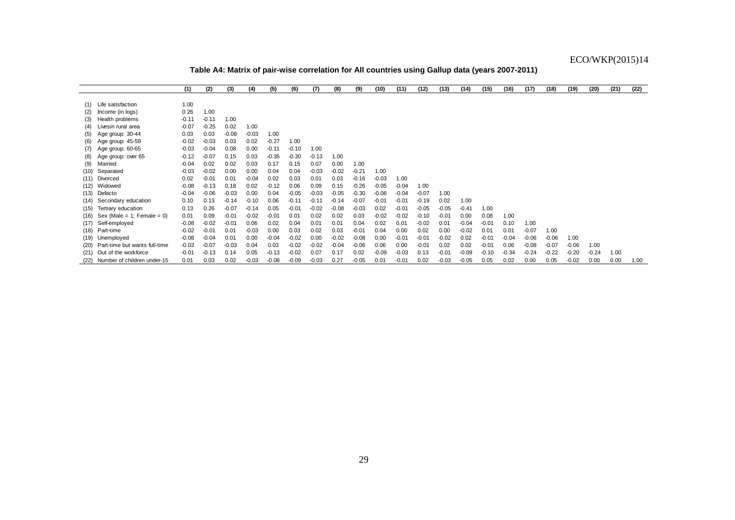**Table A4: Matrix of pair-wise correlation for All countries using Gallup data (years 2007-2011)**

| | | (1) | (2) | (3) | (4) | (5) | (6) | (7) | (8) | (9) | (10) | (11) | (12) | (13) | (14) | (15) | (16) | (17) | (18) | (19) | (20) | (21) | (22) |
|---|---|---|---|---|---|---|---|---|---|---|---|---|---|---|---|---|---|---|---|---|---|---|---|
| (1) | Life satisfaction | 1.00 | | | | | | | | | | | | | | | | | | | | | |
| (2) | Income (in logs) | 0.26 | 1.00 | | | | | | | | | | | | | | | | | | | | |
| (3) | Health problems | -0.11 | -0.11 | 1.00 | | | | | | | | | | | | | | | | | | | |
| (4) | Livesin rural area | -0.07 | -0.25 | 0.02 | 1.00 | | | | | | | | | | | | | | | | | | |
| (5) | Age group: 30-44 | 0.03 | 0.03 | -0.08 | -0.03 | 1.00 | | | | | | | | | | | | | | | | | |
| (6) | Age group: 45-59 | -0.02 | -0.03 | 0.03 | 0.02 | -0.27 | 1.00 | | | | | | | | | | | | | | | | |
| (7) | Age group: 60-65 | -0.03 | -0.04 | 0.08 | 0.00 | -0.11 | -0.10 | 1.00 | | | | | | | | | | | | | | | |
| (8) | Age group: over 65 | -0.12 | -0.07 | 0.15 | 0.03 | -0.35 | -0.30 | -0.13 | 1.00 | | | | | | | | | | | | | | |
| (9) | Married | -0.04 | 0.02 | 0.02 | 0.03 | 0.17 | 0.15 | 0.07 | 0.00 | 1.00 | | | | | | | | | | | | | |
| (10) | Separated | -0.03 | -0.02 | 0.00 | 0.00 | 0.04 | 0.04 | -0.03 | -0.02 | -0.21 | 1.00 | | | | | | | | | | | | |
| (11) | Divorced | 0.02 | -0.01 | 0.01 | -0.04 | 0.02 | 0.03 | 0.01 | 0.03 | -0.16 | -0.03 | 1.00 | | | | | | | | | | | |
| (12) | Widowed | -0.08 | -0.13 | 0.18 | 0.02 | -0.12 | 0.06 | 0.09 | 0.15 | -0.26 | -0.05 | -0.04 | 1.00 | | | | | | | | | | |
| (13) | Defacto | -0.04 | -0.06 | -0.03 | 0.00 | 0.04 | -0.05 | -0.03 | -0.05 | -0.30 | -0.06 | -0.04 | -0.07 | 1.00 | | | | | | | | | |
| (14) | Secondary education | 0.10 | 0.13 | -0.14 | -0.10 | 0.06 | -0.11 | -0.11 | -0.14 | -0.07 | -0.01 | -0.01 | -0.19 | 0.02 | 1.00 | | | | | | | | |
| (15) | Tertiary education | 0.13 | 0.26 | -0.07 | -0.14 | 0.05 | -0.01 | -0.02 | -0.08 | -0.03 | 0.02 | -0.01 | -0.05 | -0.05 | -0.41 | 1.00 | | | | | | | |
| (16) | Sex (Male = 1; Female = 0) | 0.01 | 0.09 | -0.01 | -0.02 | -0.01 | 0.01 | 0.02 | 0.02 | 0.03 | -0.02 | -0.02 | -0.10 | -0.01 | 0.00 | 0.08 | 1.00 | | | | | | |
| (17) | Self-employed | -0.08 | -0.02 | -0.01 | 0.06 | 0.02 | 0.04 | 0.01 | 0.01 | 0.04 | 0.02 | 0.01 | -0.02 | 0.01 | -0.04 | -0.01 | 0.10 | 1.00 | | | | | |
| (18) | Part-time | -0.02 | -0.01 | 0.01 | -0.03 | 0.00 | 0.03 | 0.02 | 0.03 | -0.01 | 0.04 | 0.00 | 0.02 | 0.00 | -0.02 | 0.01 | 0.01 | -0.07 | 1.00 | | | | |
| (19) | Unemployed | -0.08 | -0.04 | 0.01 | 0.00 | -0.04 | -0.02 | 0.00 | -0.02 | -0.08 | 0.00 | -0.01 | -0.01 | -0.02 | 0.02 | -0.01 | -0.04 | -0.06 | -0.06 | 1.00 | | | |
| (20) | Part-time but wants full-time | -0.03 | -0.07 | -0.03 | 0.04 | 0.03 | -0.02 | -0.02 | -0.04 | -0.06 | 0.06 | 0.00 | -0.01 | 0.02 | 0.02 | -0.01 | 0.06 | -0.08 | -0.07 | -0.06 | 1.00 | | |
| (21) | Out of the workforce | -0.01 | -0.13 | 0.14 | 0.05 | -0.13 | -0.02 | 0.07 | 0.17 | 0.02 | -0.09 | -0.03 | 0.13 | -0.01 | -0.09 | -0.10 | -0.34 | -0.24 | -0.22 | -0.20 | -0.24 | 1.00 | |
| (22) | Number of children under-15 | 0.01 | 0.03 | 0.02 | -0.03 | -0.08 | -0.09 | -0.03 | 0.27 | -0.05 | 0.01 | -0.01 | 0.02 | -0.03 | -0.05 | 0.05 | 0.02 | 0.00 | 0.05 | -0.02 | 0.00 | 0.00 | 1.00 |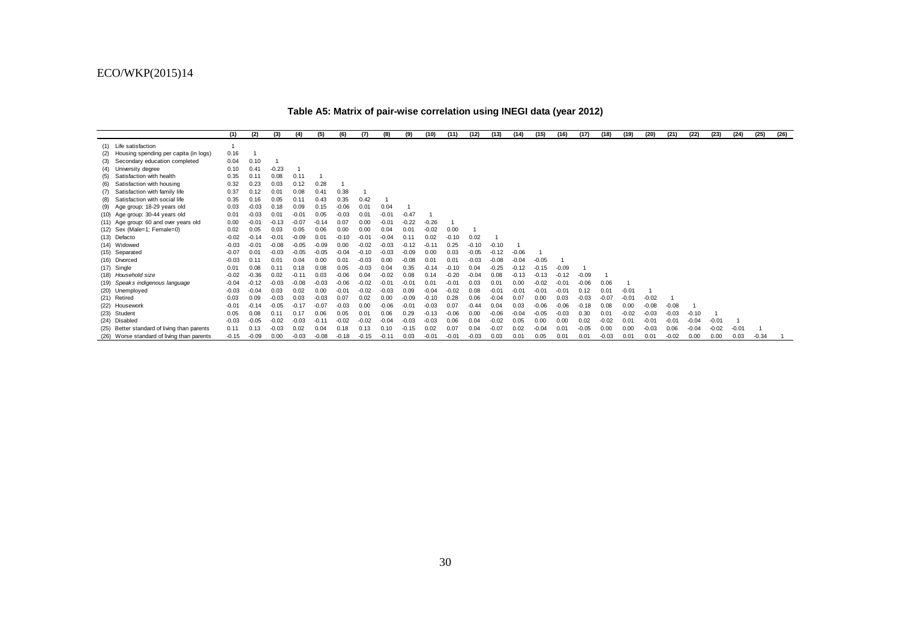**Table A5: Matrix of pair-wise correlation using INEGI data (year 2012)**

| | (1) | (2) | (3) | (4) | (5) | (6) | (7) | (8) | (9) | (10) | (11) | (12) | (13) | (14) | (15) | (16) | (17) | (18) | (19) | (20) | (21) | (22) | (23) | (24) | (25) | (26) |
|---|---|---|---|---|---|---|---|---|---|---|---|---|---|---|---|---|---|---|---|---|---|---|---|---|---|---|
| (1) Life satisfaction | 1 | | | | | | | | | | | | | | | | | | | | | | | | | |
| (2) Housing spending per capita (in logs) | 0.16 | 1 | | | | | | | | | | | | | | | | | | | | | | | | |
| (3) Secondary education completed | 0.04 | 0.10 | 1 | | | | | | | | | | | | | | | | | | | | | | | |
| (4) University degree | 0.10 | 0.41 | -0.23 | 1 | | | | | | | | | | | | | | | | | | | | | | |
| (5) Satisfaction with health | 0.35 | 0.11 | 0.08 | 0.11 | 1 | | | | | | | | | | | | | | | | | | | | | |
| (6) Satisfaction with housing | 0.32 | 0.23 | 0.03 | 0.12 | 0.28 | 1 | | | | | | | | | | | | | | | | | | | | |
| (7) Satisfaction with family life | 0.37 | 0.12 | 0.01 | 0.08 | 0.41 | 0.38 | 1 | | | | | | | | | | | | | | | | | | | |
| (8) Satisfaction with social life | 0.35 | 0.16 | 0.05 | 0.11 | 0.43 | 0.35 | 0.42 | 1 | | | | | | | | | | | | | | | | | | |
| (9) Age group: 18-29 years old | 0.03 | -0.03 | 0.18 | 0.09 | 0.15 | -0.06 | 0.01 | 0.04 | 1 | | | | | | | | | | | | | | | | | |
| (10) Age group: 30-44 years old | 0.01 | -0.03 | 0.01 | -0.01 | 0.05 | -0.03 | 0.01 | -0.01 | -0.47 | 1 | | | | | | | | | | | | | | | | |
| (11) Age group: 60 and over years old | 0.00 | -0.01 | -0.13 | -0.07 | -0.14 | 0.07 | 0.00 | -0.01 | -0.22 | -0.26 | 1 | | | | | | | | | | | | | | | |
| (12) Sex (Male=1; Female=0) | 0.02 | 0.05 | 0.03 | 0.05 | 0.06 | 0.00 | 0.00 | 0.04 | 0.01 | -0.02 | 0.00 | 1 | | | | | | | | | | | | | | |
| (13) Defacto | -0.02 | -0.14 | -0.01 | -0.09 | 0.01 | -0.10 | -0.01 | -0.04 | 0.11 | 0.02 | -0.10 | 0.02 | 1 | | | | | | | | | | | | | |
| (14) Widowed | -0.03 | -0.01 | -0.08 | -0.05 | -0.09 | 0.00 | -0.02 | -0.03 | -0.12 | -0.11 | 0.25 | -0.10 | -0.10 | 1 | | | | | | | | | | | | |
| (15) Separated | -0.07 | 0.01 | -0.03 | -0.05 | -0.05 | -0.04 | -0.10 | -0.03 | -0.09 | 0.00 | 0.03 | -0.05 | -0.12 | -0.06 | 1 | | | | | | | | | | | |
| (16) Divorced | -0.03 | 0.11 | 0.01 | 0.04 | 0.00 | 0.01 | -0.03 | 0.00 | -0.08 | 0.01 | 0.01 | -0.03 | -0.08 | -0.04 | -0.05 | 1 | | | | | | | | | | |
| (17) Single | 0.01 | 0.08 | 0.11 | 0.18 | 0.08 | 0.05 | -0.03 | 0.04 | 0.35 | -0.14 | -0.10 | 0.04 | -0.25 | -0.12 | -0.15 | -0.09 | 1 | | | | | | | | | |
| (18) *Household size* | -0.02 | -0.36 | 0.02 | -0.11 | 0.03 | -0.06 | 0.04 | -0.02 | 0.08 | 0.14 | -0.20 | -0.04 | 0.08 | -0.13 | -0.13 | -0.12 | -0.09 | 1 | | | | | | | | |
| (19) *Speaks indigenous language* | -0.04 | -0.12 | -0.03 | -0.08 | -0.03 | -0.06 | -0.02 | -0.01 | -0.01 | 0.01 | -0.01 | 0.03 | 0.01 | 0.00 | -0.02 | -0.01 | -0.06 | 0.06 | 1 | | | | | | | |
| (20) Unemployed | -0.03 | -0.04 | 0.03 | 0.02 | 0.00 | -0.01 | -0.02 | -0.03 | 0.09 | -0.04 | -0.02 | 0.08 | -0.01 | -0.01 | -0.01 | -0.01 | 0.12 | 0.01 | -0.01 | 1 | | | | | | |
| (21) Retired | 0.03 | 0.09 | -0.03 | 0.03 | -0.03 | 0.07 | 0.02 | 0.00 | -0.09 | -0.10 | 0.28 | 0.06 | -0.04 | 0.07 | 0.00 | 0.03 | -0.03 | -0.07 | -0.01 | -0.02 | 1 | | | | | |
| (22) Housework | -0.01 | -0.14 | -0.05 | -0.17 | -0.07 | -0.03 | 0.00 | -0.06 | -0.01 | -0.03 | 0.07 | -0.44 | 0.04 | 0.03 | -0.06 | -0.06 | -0.18 | 0.08 | 0.00 | -0.08 | -0.08 | 1 | | | | |
| (23) Student | 0.05 | 0.08 | 0.11 | 0.17 | 0.06 | 0.05 | 0.01 | 0.06 | 0.29 | -0.13 | -0.06 | 0.00 | -0.06 | -0.04 | -0.05 | -0.03 | 0.30 | 0.01 | -0.02 | -0.03 | -0.03 | -0.10 | 1 | | | |
| (24) Disabled | -0.03 | -0.05 | -0.02 | -0.03 | -0.11 | -0.02 | -0.02 | -0.04 | -0.03 | -0.03 | 0.06 | 0.04 | -0.02 | 0.05 | 0.00 | 0.00 | 0.02 | -0.02 | 0.01 | -0.01 | -0.01 | -0.04 | -0.01 | 1 | | |
| (25) Better standard of living than parents | 0.11 | 0.13 | -0.03 | 0.02 | 0.04 | 0.18 | 0.13 | 0.10 | -0.15 | 0.02 | 0.07 | 0.04 | -0.07 | 0.02 | -0.04 | 0.01 | -0.05 | 0.00 | 0.00 | -0.03 | 0.06 | -0.04 | -0.02 | -0.01 | 1 | |
| (26) Worse standard of living than parents | -0.15 | -0.09 | 0.00 | -0.03 | -0.08 | -0.18 | -0.15 | -0.11 | 0.03 | -0.01 | -0.01 | -0.03 | 0.03 | 0.01 | 0.05 | 0.01 | 0.01 | -0.03 | 0.01 | 0.01 | -0.02 | 0.00 | 0.00 | 0.03 | -0.34 | 1 |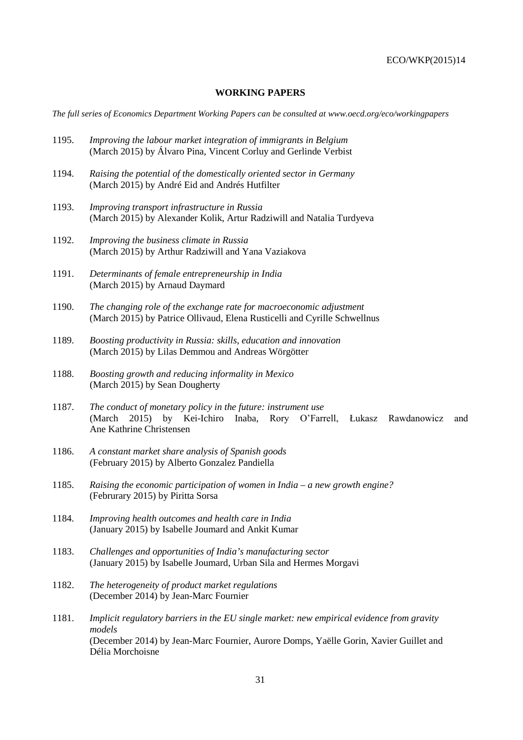**WORKING PAPERS**

*The full series of Economics Department Working Papers can be consulted at www.oecd.org/eco/workingpapers*

1195. *Improving the labour market integration of immigrants in Belgium*
(March 2015) by Álvaro Pina, Vincent Corluy and Gerlinde Verbist

1194. *Raising the potential of the domestically oriented sector in Germany*
(March 2015) by André Eid and Andrés Hutfilter

1193. *Improving transport infrastructure in Russia*
(March 2015) by Alexander Kolik, Artur Radziwill and Natalia Turdyeva

1192. *Improving the business climate in Russia*
(March 2015) by Arthur Radziwill and Yana Vaziakova

1191. *Determinants of female entrepreneurship in India*
(March 2015) by Arnaud Daymard

1190. *The changing role of the exchange rate for macroeconomic adjustment*
(March 2015) by Patrice Ollivaud, Elena Rusticelli and Cyrille Schwellnus

1189. *Boosting productivity in Russia: skills, education and innovation*
(March 2015) by Lilas Demmou and Andreas Wörgötter

1188. *Boosting growth and reducing informality in Mexico*
(March 2015) by Sean Dougherty

1187. *The conduct of monetary policy in the future: instrument use*
(March 2015) by Kei-Ichiro Inaba, Rory O'Farrell, Łukasz Rawdanowicz and Ane Kathrine Christensen

1186. *A constant market share analysis of Spanish goods*
(February 2015) by Alberto Gonzalez Pandiella

1185. *Raising the economic participation of women in India – a new growth engine?*
(Februrary 2015) by Piritta Sorsa

1184. *Improving health outcomes and health care in India*
(January 2015) by Isabelle Joumard and Ankit Kumar

1183. *Challenges and opportunities of India's manufacturing sector*
(January 2015) by Isabelle Joumard, Urban Sila and Hermes Morgavi

1182. *The heterogeneity of product market regulations*
(December 2014) by Jean-Marc Fournier

1181. *Implicit regulatory barriers in the EU single market: new empirical evidence from gravity models*
(December 2014) by Jean-Marc Fournier, Aurore Domps, Yaëlle Gorin, Xavier Guillet and Délia Morchoisne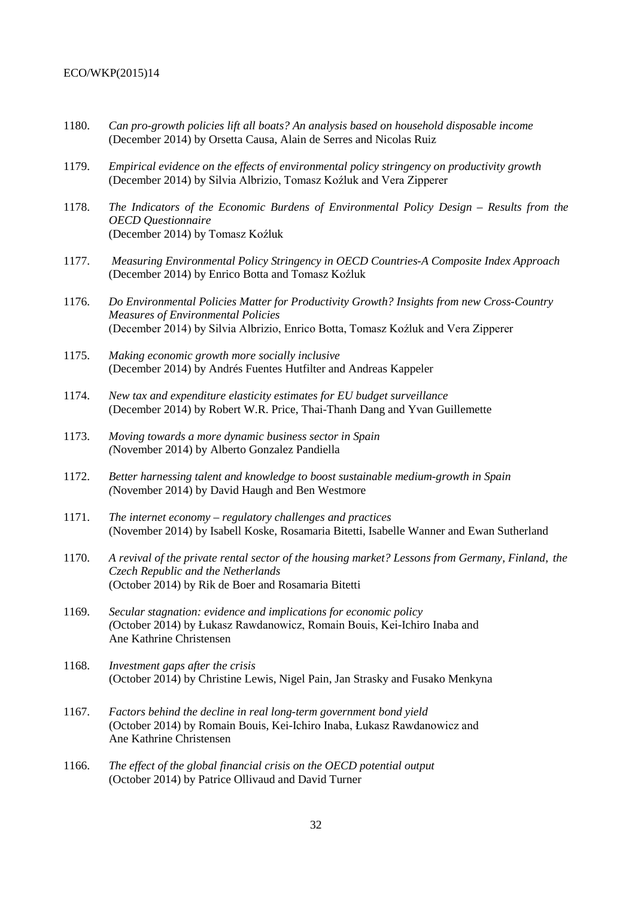1180. *Can pro-growth policies lift all boats? An analysis based on household disposable income*
(December 2014) by Orsetta Causa, Alain de Serres and Nicolas Ruiz

1179. *Empirical evidence on the effects of environmental policy stringency on productivity growth*
(December 2014) by Silvia Albrizio, Tomasz Koźluk and Vera Zipperer

1178. *The Indicators of the Economic Burdens of Environmental Policy Design – Results from the OECD Questionnaire*
(December 2014) by Tomasz Koźluk

1177. *Measuring Environmental Policy Stringency in OECD Countries-A Composite Index Approach*
(December 2014) by Enrico Botta and Tomasz Koźluk

1176. *Do Environmental Policies Matter for Productivity Growth? Insights from new Cross-Country Measures of Environmental Policies*
(December 2014) by Silvia Albrizio, Enrico Botta, Tomasz Koźluk and Vera Zipperer

1175. *Making economic growth more socially inclusive*
(December 2014) by Andrés Fuentes Hutfilter and Andreas Kappeler

1174. *New tax and expenditure elasticity estimates for EU budget surveillance*
(December 2014) by Robert W.R. Price, Thai-Thanh Dang and Yvan Guillemette

1173. *Moving towards a more dynamic business sector in Spain*
*(*November 2014) by Alberto Gonzalez Pandiella

1172. *Better harnessing talent and knowledge to boost sustainable medium-growth in Spain*
*(*November 2014) by David Haugh and Ben Westmore

1171. *The internet economy – regulatory challenges and practices*
(November 2014) by Isabell Koske, Rosamaria Bitetti, Isabelle Wanner and Ewan Sutherland

1170. *A revival of the private rental sector of the housing market? Lessons from Germany, Finland, the Czech Republic and the Netherlands*
(October 2014) by Rik de Boer and Rosamaria Bitetti

1169. *Secular stagnation: evidence and implications for economic policy*
*(*October 2014) by Łukasz Rawdanowicz, Romain Bouis, Kei-Ichiro Inaba and Ane Kathrine Christensen

1168. *Investment gaps after the crisis*
(October 2014) by Christine Lewis, Nigel Pain, Jan Strasky and Fusako Menkyna

1167. *Factors behind the decline in real long-term government bond yield*
(October 2014) by Romain Bouis, Kei-Ichiro Inaba, Łukasz Rawdanowicz and Ane Kathrine Christensen

1166. *The effect of the global financial crisis on the OECD potential output*
(October 2014) by Patrice Ollivaud and David Turner